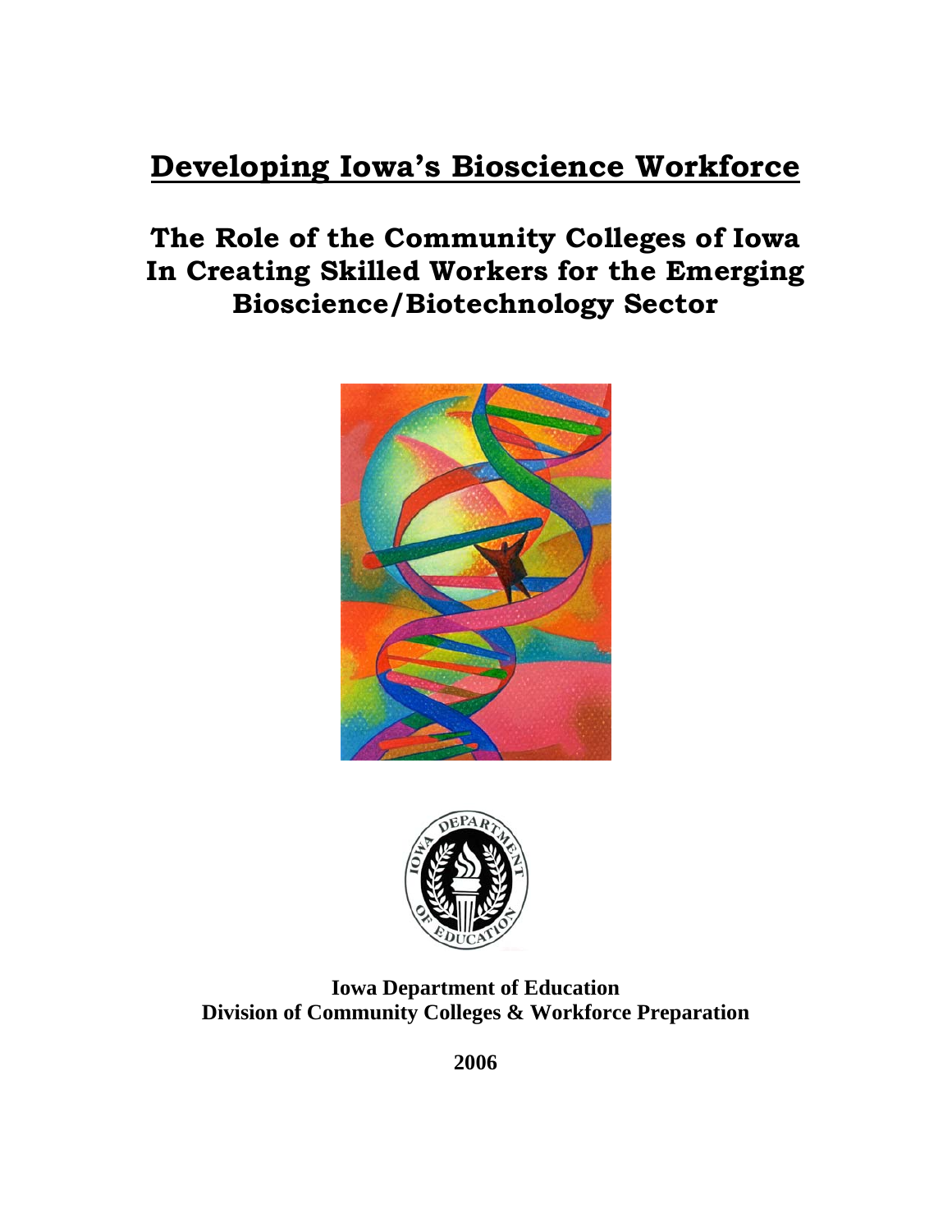# Developing Iowa's Bioscience Workforce

## The Role of the Community Colleges of Iowa In Creating Skilled Workers for the Emerging Bioscience/Biotechnology Sector

**Iowa Department of Education**
**Division of Community Colleges & Workforce Preparation**

**2006**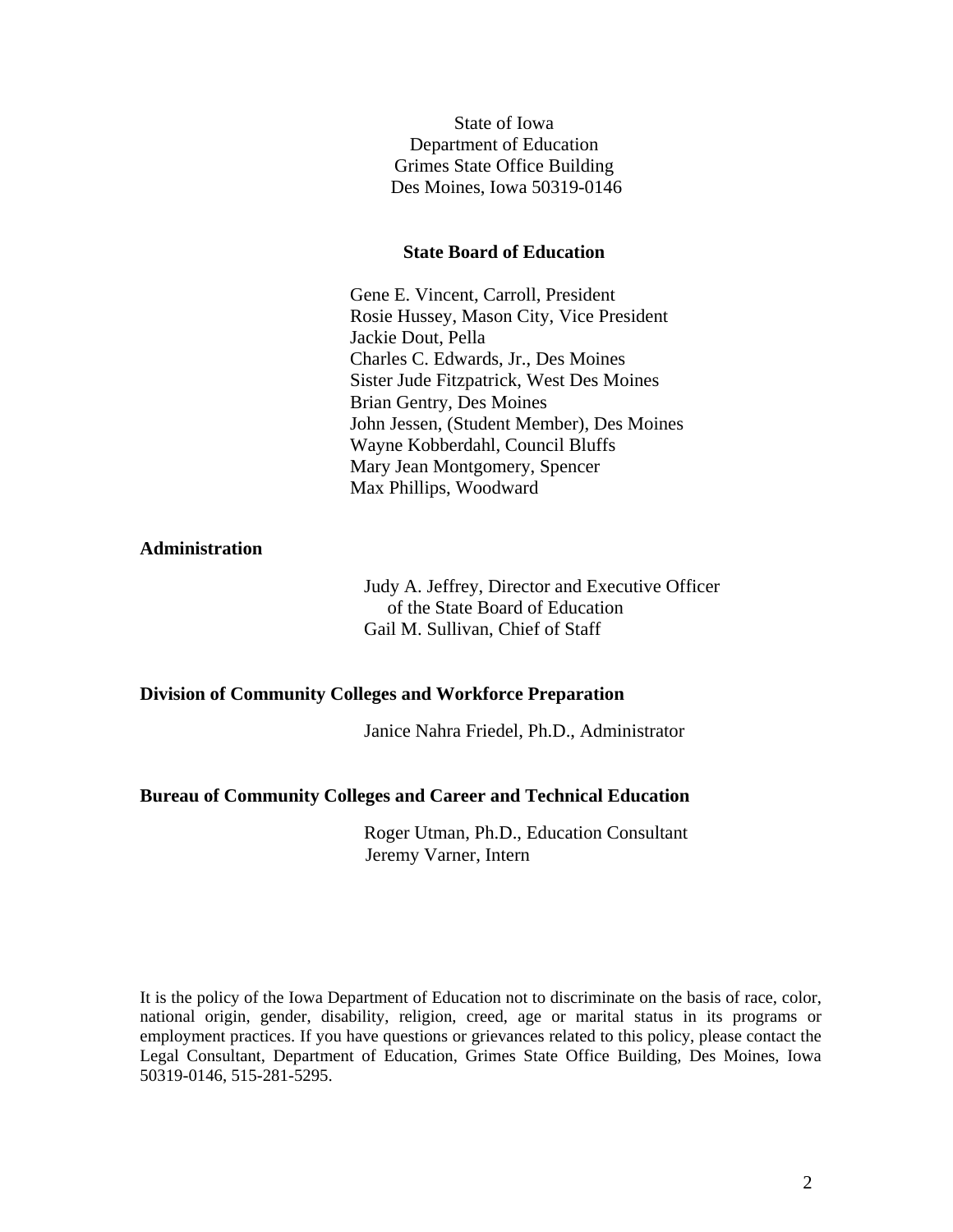State of Iowa
Department of Education
Grimes State Office Building
Des Moines, Iowa 50319-0146

**State Board of Education**

Gene E. Vincent, Carroll, President
Rosie Hussey, Mason City, Vice President
Jackie Dout, Pella
Charles C. Edwards, Jr., Des Moines
Sister Jude Fitzpatrick, West Des Moines
Brian Gentry, Des Moines
John Jessen, (Student Member), Des Moines
Wayne Kobberdahl, Council Bluffs
Mary Jean Montgomery, Spencer
Max Phillips, Woodward

**Administration**

Judy A. Jeffrey, Director and Executive Officer
of the State Board of Education
Gail M. Sullivan, Chief of Staff

**Division of Community Colleges and Workforce Preparation**

Janice Nahra Friedel, Ph.D., Administrator

**Bureau of Community Colleges and Career and Technical Education**

Roger Utman, Ph.D., Education Consultant
Jeremy Varner, Intern

It is the policy of the Iowa Department of Education not to discriminate on the basis of race, color, national origin, gender, disability, religion, creed, age or marital status in its programs or employment practices. If you have questions or grievances related to this policy, please contact the Legal Consultant, Department of Education, Grimes State Office Building, Des Moines, Iowa 50319-0146, 515-281-5295.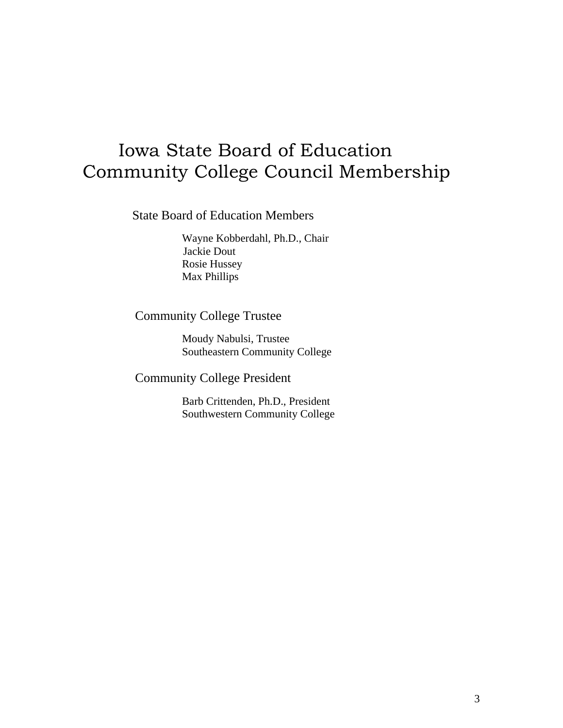# Iowa State Board of Education Community College Council Membership

## State Board of Education Members

Wayne Kobberdahl, Ph.D., Chair
Jackie Dout
Rosie Hussey
Max Phillips

## Community College Trustee

Moudy Nabulsi, Trustee
Southeastern Community College

## Community College President

Barb Crittenden, Ph.D., President
Southwestern Community College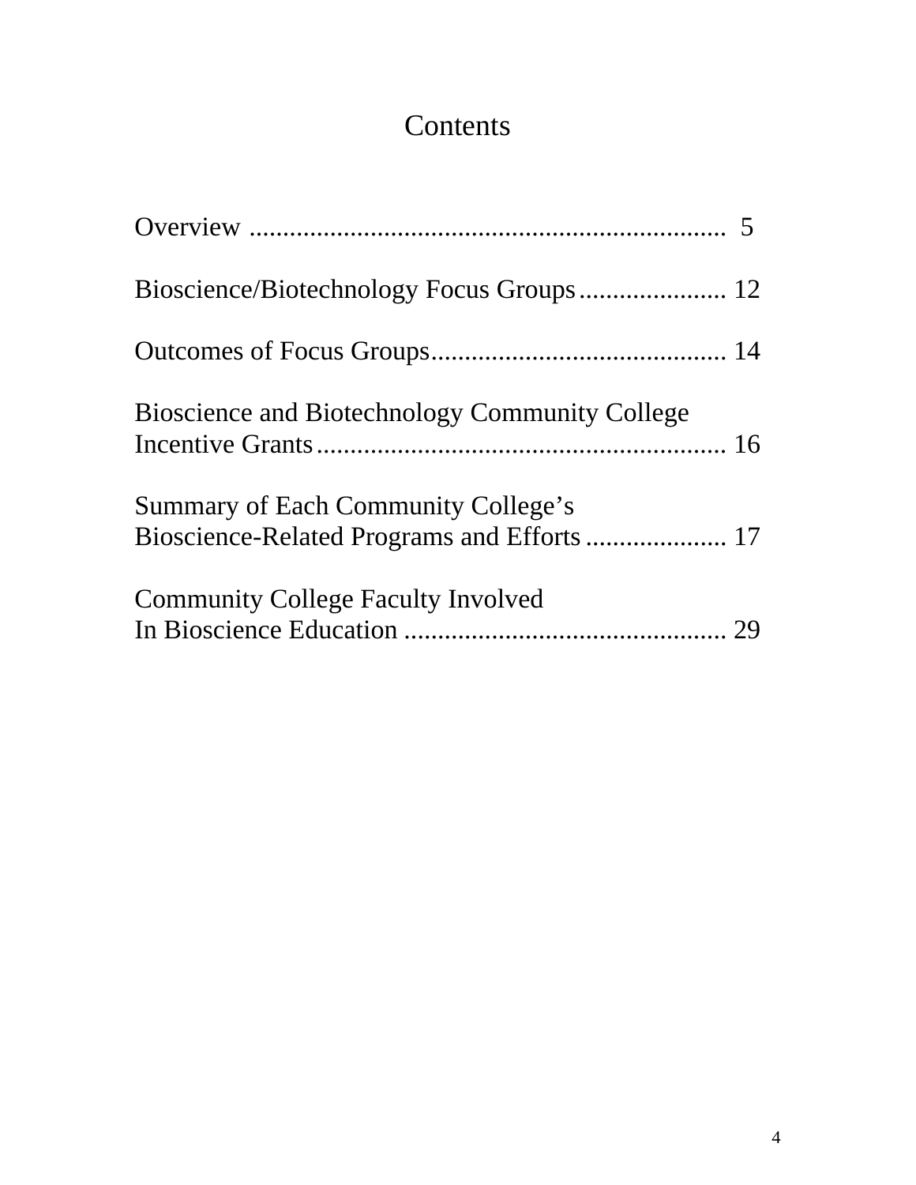# Contents

Overview ........................................................................ 5

Bioscience/Biotechnology Focus Groups...................... 12

Outcomes of Focus Groups............................................. 14

Bioscience and Biotechnology Community College Incentive Grants............................................................... 16

Summary of Each Community College's Bioscience-Related Programs and Efforts..................... 17

Community College Faculty Involved In Bioscience Education ................................................. 29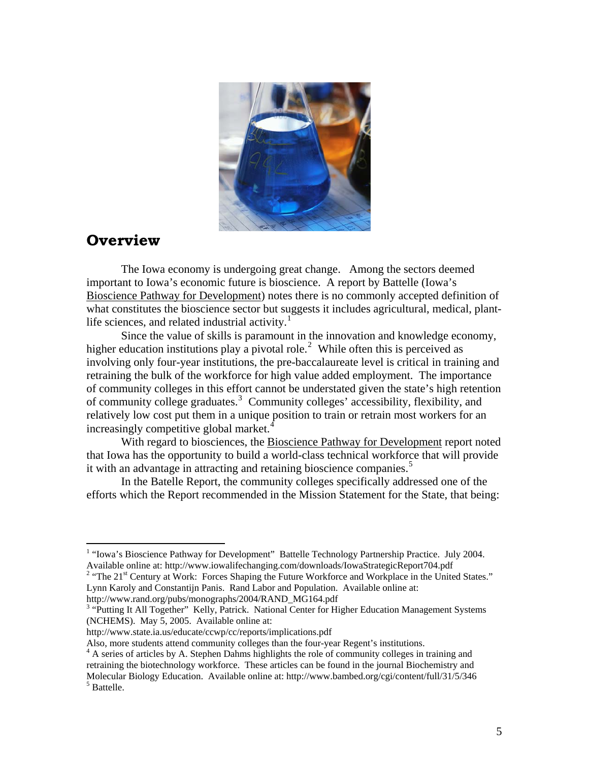## Overview

The Iowa economy is undergoing great change. Among the sectors deemed important to Iowa's economic future is bioscience. A report by Battelle (Iowa's Bioscience Pathway for Development) notes there is no commonly accepted definition of what constitutes the bioscience sector but suggests it includes agricultural, medical, plant-life sciences, and related industrial activity.[1]

Since the value of skills is paramount in the innovation and knowledge economy, higher education institutions play a pivotal role.[2] While often this is perceived as involving only four-year institutions, the pre-baccalaureate level is critical in training and retraining the bulk of the workforce for high value added employment. The importance of community colleges in this effort cannot be understated given the state's high retention of community college graduates.[3] Community colleges' accessibility, flexibility, and relatively low cost put them in a unique position to train or retrain most workers for an increasingly competitive global market.[4]

With regard to biosciences, the Bioscience Pathway for Development report noted that Iowa has the opportunity to build a world-class technical workforce that will provide it with an advantage in attracting and retaining bioscience companies.[5]

In the Batelle Report, the community colleges specifically addressed one of the efforts which the Report recommended in the Mission Statement for the State, that being:

---

[1] "Iowa's Bioscience Pathway for Development" Battelle Technology Partnership Practice. July 2004. Available online at: http://www.iowalifechanging.com/downloads/IowaStrategicReport704.pdf

[2] "The 21st Century at Work: Forces Shaping the Future Workforce and Workplace in the United States." Lynn Karoly and Constantijn Panis. Rand Labor and Population. Available online at: http://www.rand.org/pubs/monographs/2004/RAND_MG164.pdf

[3] "Putting It All Together" Kelly, Patrick. National Center for Higher Education Management Systems (NCHEMS). May 5, 2005. Available online at: http://www.state.ia.us/educate/ccwp/cc/reports/implications.pdf
Also, more students attend community colleges than the four-year Regent's institutions.

[4] A series of articles by A. Stephen Dahms highlights the role of community colleges in training and retraining the biotechnology workforce. These articles can be found in the journal Biochemistry and Molecular Biology Education. Available online at: http://www.bambed.org/cgi/content/full/31/5/346

[5] Battelle.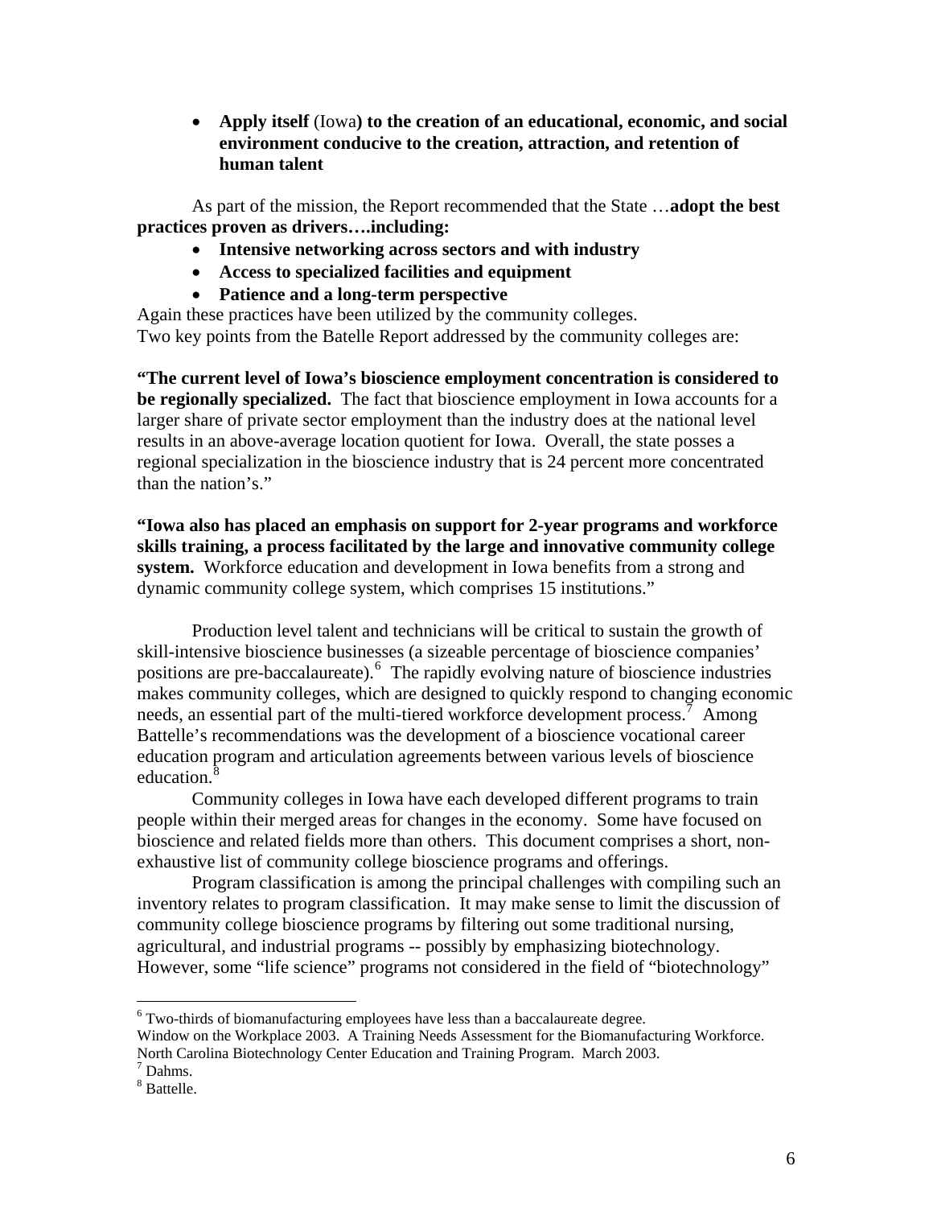- **Apply itself** (Iowa**) to the creation of an educational, economic, and social environment conducive to the creation, attraction, and retention of human talent**

As part of the mission, the Report recommended that the State …**adopt the best practices proven as drivers….including:**

- **Intensive networking across sectors and with industry**
- **Access to specialized facilities and equipment**
- **Patience and a long-term perspective**

Again these practices have been utilized by the community colleges.
Two key points from the Batelle Report addressed by the community colleges are:

**"The current level of Iowa's bioscience employment concentration is considered to be regionally specialized.** The fact that bioscience employment in Iowa accounts for a larger share of private sector employment than the industry does at the national level results in an above-average location quotient for Iowa. Overall, the state posses a regional specialization in the bioscience industry that is 24 percent more concentrated than the nation's."

**"Iowa also has placed an emphasis on support for 2-year programs and workforce skills training, a process facilitated by the large and innovative community college system.** Workforce education and development in Iowa benefits from a strong and dynamic community college system, which comprises 15 institutions."

Production level talent and technicians will be critical to sustain the growth of skill-intensive bioscience businesses (a sizeable percentage of bioscience companies' positions are pre-baccalaureate).[6] The rapidly evolving nature of bioscience industries makes community colleges, which are designed to quickly respond to changing economic needs, an essential part of the multi-tiered workforce development process.[7] Among Battelle's recommendations was the development of a bioscience vocational career education program and articulation agreements between various levels of bioscience education.[8]

Community colleges in Iowa have each developed different programs to train people within their merged areas for changes in the economy. Some have focused on bioscience and related fields more than others. This document comprises a short, non-exhaustive list of community college bioscience programs and offerings.

Program classification is among the principal challenges with compiling such an inventory relates to program classification. It may make sense to limit the discussion of community college bioscience programs by filtering out some traditional nursing, agricultural, and industrial programs -- possibly by emphasizing biotechnology. However, some "life science" programs not considered in the field of "biotechnology"

---

[6] Two-thirds of biomanufacturing employees have less than a baccalaureate degree.
Window on the Workplace 2003. A Training Needs Assessment for the Biomanufacturing Workforce. North Carolina Biotechnology Center Education and Training Program. March 2003.

[7] Dahms.

[8] Battelle.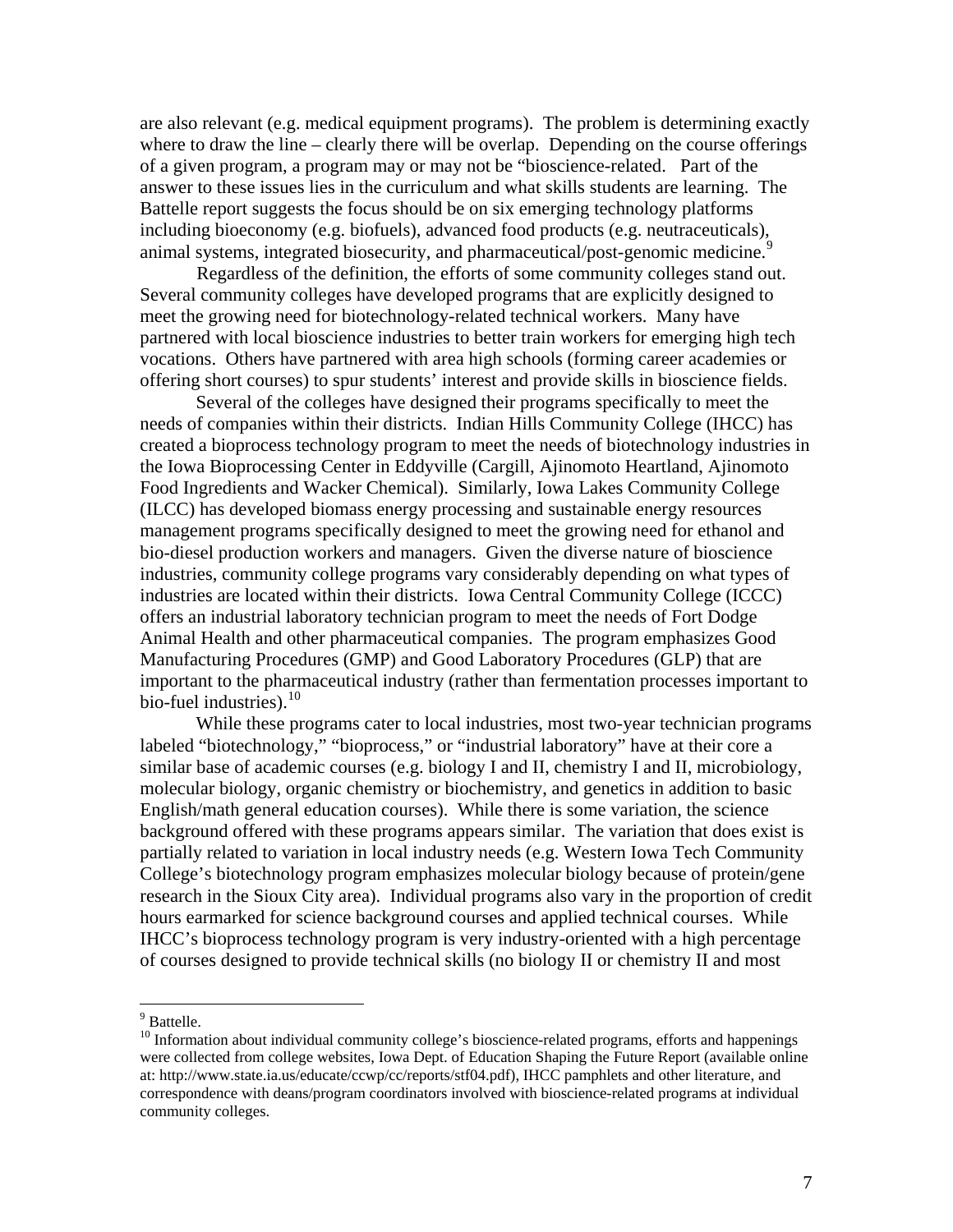are also relevant (e.g. medical equipment programs). The problem is determining exactly where to draw the line – clearly there will be overlap. Depending on the course offerings of a given program, a program may or may not be "bioscience-related. Part of the answer to these issues lies in the curriculum and what skills students are learning. The Battelle report suggests the focus should be on six emerging technology platforms including bioeconomy (e.g. biofuels), advanced food products (e.g. neutraceuticals), animal systems, integrated biosecurity, and pharmaceutical/post-genomic medicine.[9]

Regardless of the definition, the efforts of some community colleges stand out. Several community colleges have developed programs that are explicitly designed to meet the growing need for biotechnology-related technical workers. Many have partnered with local bioscience industries to better train workers for emerging high tech vocations. Others have partnered with area high schools (forming career academies or offering short courses) to spur students' interest and provide skills in bioscience fields.

Several of the colleges have designed their programs specifically to meet the needs of companies within their districts. Indian Hills Community College (IHCC) has created a bioprocess technology program to meet the needs of biotechnology industries in the Iowa Bioprocessing Center in Eddyville (Cargill, Ajinomoto Heartland, Ajinomoto Food Ingredients and Wacker Chemical). Similarly, Iowa Lakes Community College (ILCC) has developed biomass energy processing and sustainable energy resources management programs specifically designed to meet the growing need for ethanol and bio-diesel production workers and managers. Given the diverse nature of bioscience industries, community college programs vary considerably depending on what types of industries are located within their districts. Iowa Central Community College (ICCC) offers an industrial laboratory technician program to meet the needs of Fort Dodge Animal Health and other pharmaceutical companies. The program emphasizes Good Manufacturing Procedures (GMP) and Good Laboratory Procedures (GLP) that are important to the pharmaceutical industry (rather than fermentation processes important to bio-fuel industries).[10]

While these programs cater to local industries, most two-year technician programs labeled "biotechnology," "bioprocess," or "industrial laboratory" have at their core a similar base of academic courses (e.g. biology I and II, chemistry I and II, microbiology, molecular biology, organic chemistry or biochemistry, and genetics in addition to basic English/math general education courses). While there is some variation, the science background offered with these programs appears similar. The variation that does exist is partially related to variation in local industry needs (e.g. Western Iowa Tech Community College's biotechnology program emphasizes molecular biology because of protein/gene research in the Sioux City area). Individual programs also vary in the proportion of credit hours earmarked for science background courses and applied technical courses. While IHCC's bioprocess technology program is very industry-oriented with a high percentage of courses designed to provide technical skills (no biology II or chemistry II and most

---

[9] Battelle.

[10] Information about individual community college's bioscience-related programs, efforts and happenings were collected from college websites, Iowa Dept. of Education Shaping the Future Report (available online at: http://www.state.ia.us/educate/ccwp/cc/reports/stf04.pdf), IHCC pamphlets and other literature, and correspondence with deans/program coordinators involved with bioscience-related programs at individual community colleges.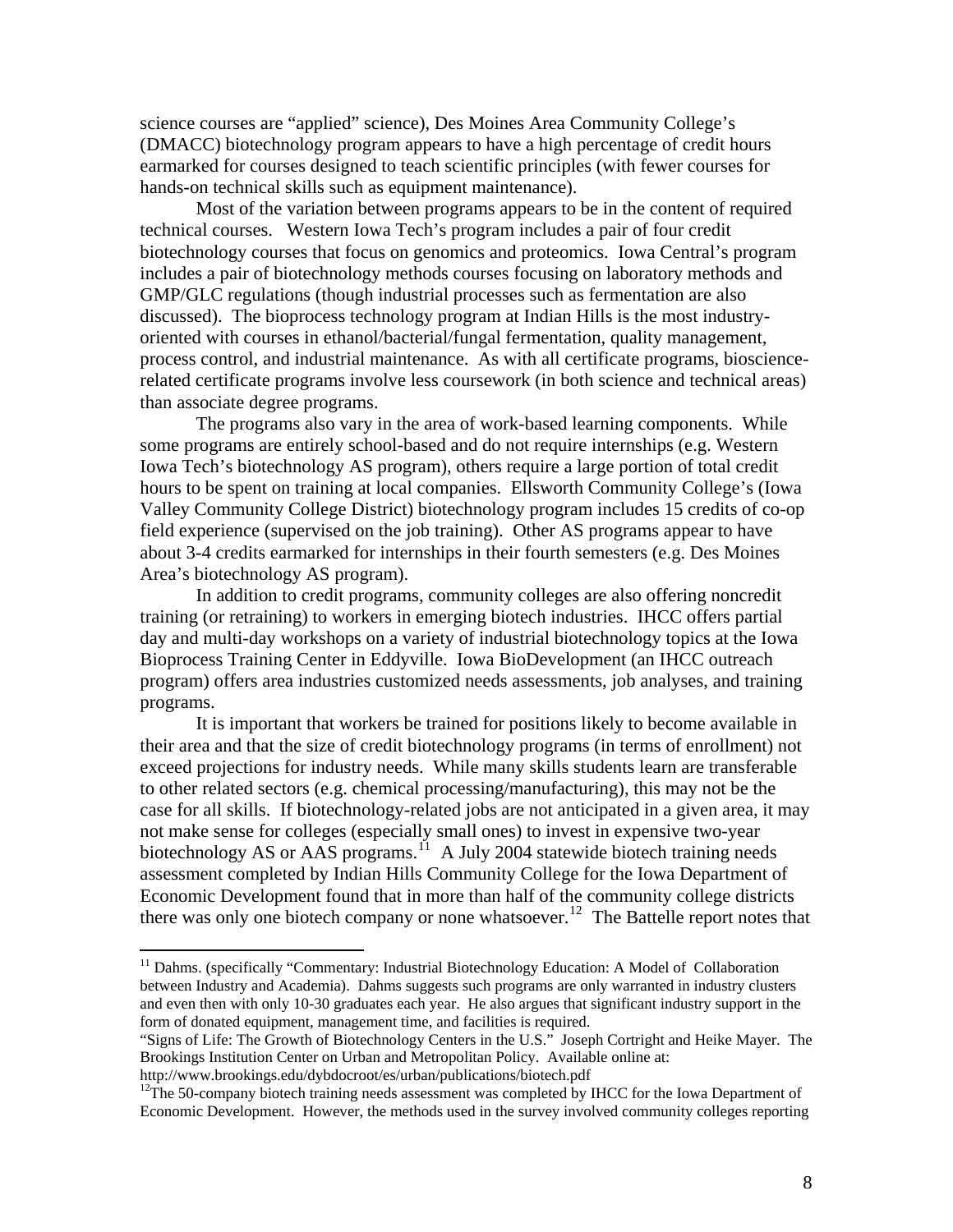science courses are "applied" science), Des Moines Area Community College's (DMACC) biotechnology program appears to have a high percentage of credit hours earmarked for courses designed to teach scientific principles (with fewer courses for hands-on technical skills such as equipment maintenance).

Most of the variation between programs appears to be in the content of required technical courses. Western Iowa Tech's program includes a pair of four credit biotechnology courses that focus on genomics and proteomics. Iowa Central's program includes a pair of biotechnology methods courses focusing on laboratory methods and GMP/GLC regulations (though industrial processes such as fermentation are also discussed). The bioprocess technology program at Indian Hills is the most industry-oriented with courses in ethanol/bacterial/fungal fermentation, quality management, process control, and industrial maintenance. As with all certificate programs, bioscience-related certificate programs involve less coursework (in both science and technical areas) than associate degree programs.

The programs also vary in the area of work-based learning components. While some programs are entirely school-based and do not require internships (e.g. Western Iowa Tech's biotechnology AS program), others require a large portion of total credit hours to be spent on training at local companies. Ellsworth Community College's (Iowa Valley Community College District) biotechnology program includes 15 credits of co-op field experience (supervised on the job training). Other AS programs appear to have about 3-4 credits earmarked for internships in their fourth semesters (e.g. Des Moines Area's biotechnology AS program).

In addition to credit programs, community colleges are also offering noncredit training (or retraining) to workers in emerging biotech industries. IHCC offers partial day and multi-day workshops on a variety of industrial biotechnology topics at the Iowa Bioprocess Training Center in Eddyville. Iowa BioDevelopment (an IHCC outreach program) offers area industries customized needs assessments, job analyses, and training programs.

It is important that workers be trained for positions likely to become available in their area and that the size of credit biotechnology programs (in terms of enrollment) not exceed projections for industry needs. While many skills students learn are transferable to other related sectors (e.g. chemical processing/manufacturing), this may not be the case for all skills. If biotechnology-related jobs are not anticipated in a given area, it may not make sense for colleges (especially small ones) to invest in expensive two-year biotechnology AS or AAS programs.[11] A July 2004 statewide biotech training needs assessment completed by Indian Hills Community College for the Iowa Department of Economic Development found that in more than half of the community college districts there was only one biotech company or none whatsoever.[12] The Battelle report notes that

---

[11] Dahms. (specifically "Commentary: Industrial Biotechnology Education: A Model of Collaboration between Industry and Academia). Dahms suggests such programs are only warranted in industry clusters and even then with only 10-30 graduates each year. He also argues that significant industry support in the form of donated equipment, management time, and facilities is required.

"Signs of Life: The Growth of Biotechnology Centers in the U.S." Joseph Cortright and Heike Mayer. The Brookings Institution Center on Urban and Metropolitan Policy. Available online at: http://www.brookings.edu/dybdocroot/es/urban/publications/biotech.pdf

[12] The 50-company biotech training needs assessment was completed by IHCC for the Iowa Department of Economic Development. However, the methods used in the survey involved community colleges reporting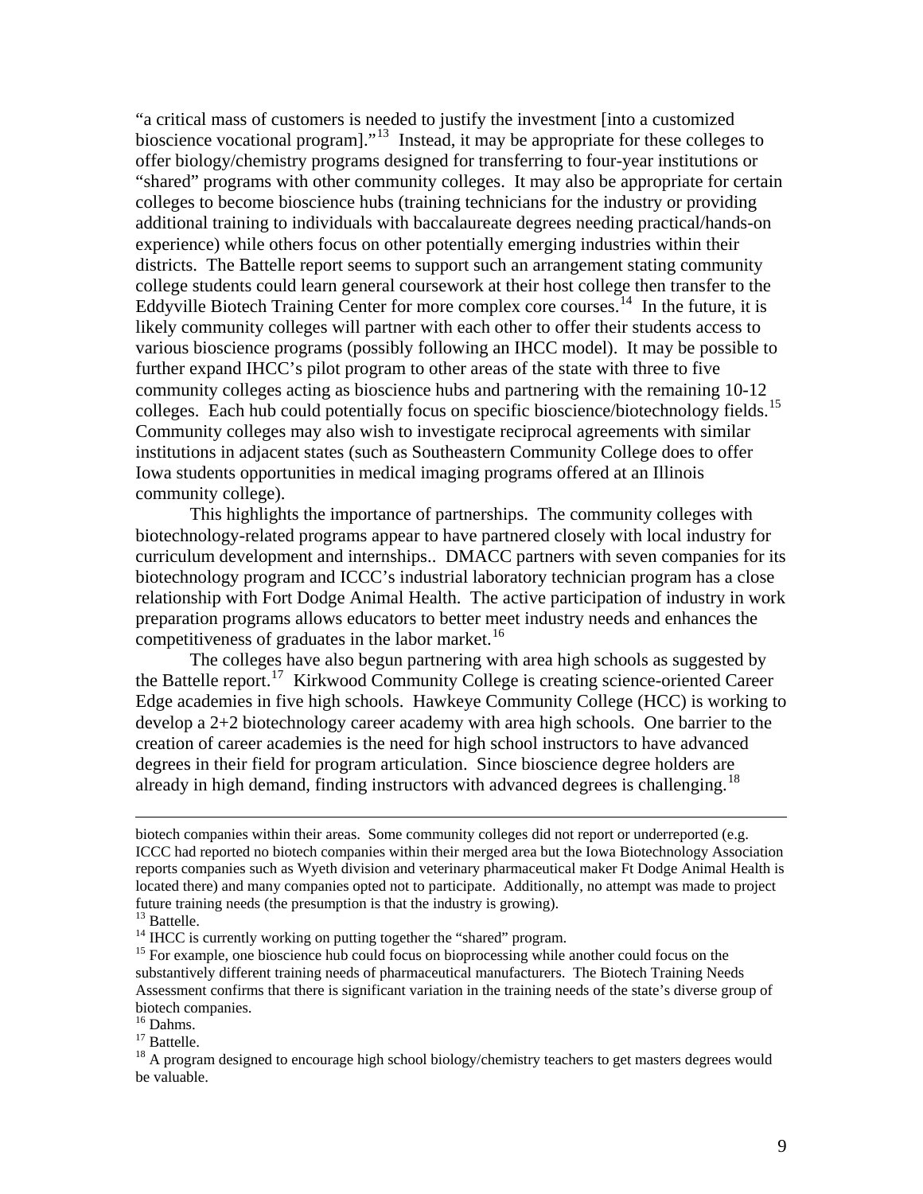"a critical mass of customers is needed to justify the investment [into a customized bioscience vocational program]."[13] Instead, it may be appropriate for these colleges to offer biology/chemistry programs designed for transferring to four-year institutions or "shared" programs with other community colleges. It may also be appropriate for certain colleges to become bioscience hubs (training technicians for the industry or providing additional training to individuals with baccalaureate degrees needing practical/hands-on experience) while others focus on other potentially emerging industries within their districts. The Battelle report seems to support such an arrangement stating community college students could learn general coursework at their host college then transfer to the Eddyville Biotech Training Center for more complex core courses.[14] In the future, it is likely community colleges will partner with each other to offer their students access to various bioscience programs (possibly following an IHCC model). It may be possible to further expand IHCC's pilot program to other areas of the state with three to five community colleges acting as bioscience hubs and partnering with the remaining 10-12 colleges. Each hub could potentially focus on specific bioscience/biotechnology fields.[15] Community colleges may also wish to investigate reciprocal agreements with similar institutions in adjacent states (such as Southeastern Community College does to offer Iowa students opportunities in medical imaging programs offered at an Illinois community college).

This highlights the importance of partnerships. The community colleges with biotechnology-related programs appear to have partnered closely with local industry for curriculum development and internships.. DMACC partners with seven companies for its biotechnology program and ICCC's industrial laboratory technician program has a close relationship with Fort Dodge Animal Health. The active participation of industry in work preparation programs allows educators to better meet industry needs and enhances the competitiveness of graduates in the labor market.[16]

The colleges have also begun partnering with area high schools as suggested by the Battelle report.[17] Kirkwood Community College is creating science-oriented Career Edge academies in five high schools. Hawkeye Community College (HCC) is working to develop a 2+2 biotechnology career academy with area high schools. One barrier to the creation of career academies is the need for high school instructors to have advanced degrees in their field for program articulation. Since bioscience degree holders are already in high demand, finding instructors with advanced degrees is challenging.[18]

---

biotech companies within their areas. Some community colleges did not report or underreported (e.g. ICCC had reported no biotech companies within their merged area but the Iowa Biotechnology Association reports companies such as Wyeth division and veterinary pharmaceutical maker Ft Dodge Animal Health is located there) and many companies opted not to participate. Additionally, no attempt was made to project future training needs (the presumption is that the industry is growing).

[13] Battelle.

[14] IHCC is currently working on putting together the "shared" program.

[15] For example, one bioscience hub could focus on bioprocessing while another could focus on the substantively different training needs of pharmaceutical manufacturers. The Biotech Training Needs Assessment confirms that there is significant variation in the training needs of the state's diverse group of biotech companies.

[16] Dahms.

[17] Battelle.

[18] A program designed to encourage high school biology/chemistry teachers to get masters degrees would be valuable.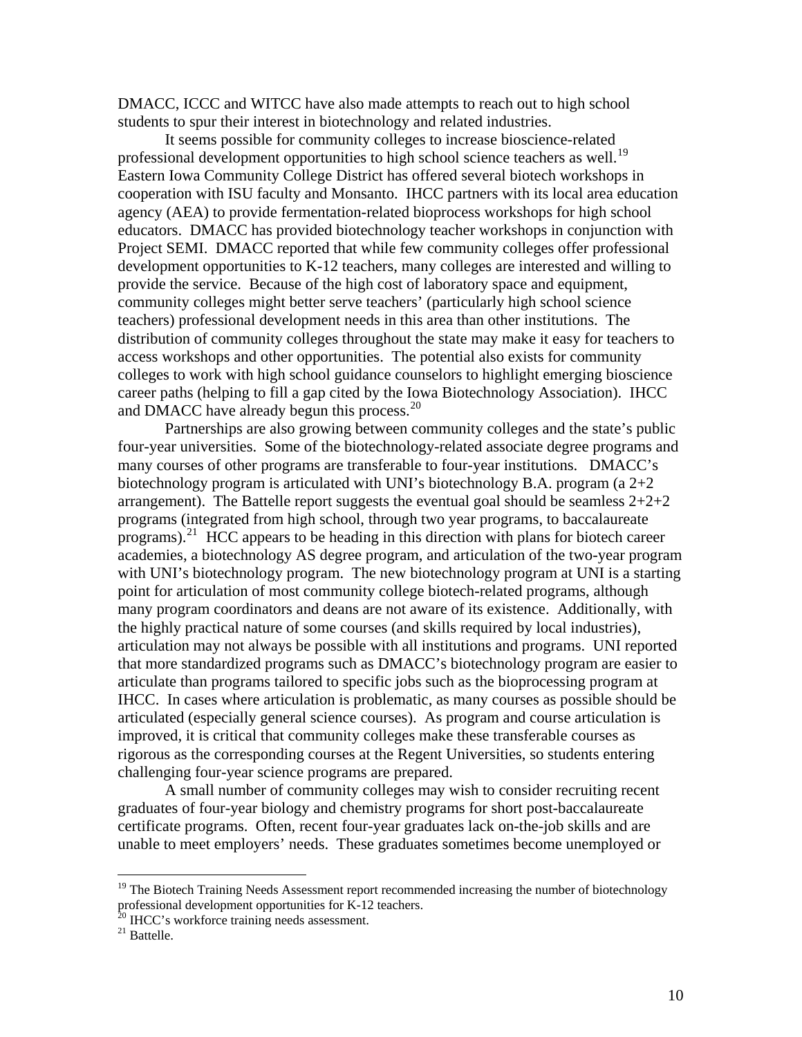DMACC, ICCC and WITCC have also made attempts to reach out to high school students to spur their interest in biotechnology and related industries.

It seems possible for community colleges to increase bioscience-related professional development opportunities to high school science teachers as well.[19] Eastern Iowa Community College District has offered several biotech workshops in cooperation with ISU faculty and Monsanto. IHCC partners with its local area education agency (AEA) to provide fermentation-related bioprocess workshops for high school educators. DMACC has provided biotechnology teacher workshops in conjunction with Project SEMI. DMACC reported that while few community colleges offer professional development opportunities to K-12 teachers, many colleges are interested and willing to provide the service. Because of the high cost of laboratory space and equipment, community colleges might better serve teachers' (particularly high school science teachers) professional development needs in this area than other institutions. The distribution of community colleges throughout the state may make it easy for teachers to access workshops and other opportunities. The potential also exists for community colleges to work with high school guidance counselors to highlight emerging bioscience career paths (helping to fill a gap cited by the Iowa Biotechnology Association). IHCC and DMACC have already begun this process.[20]

Partnerships are also growing between community colleges and the state's public four-year universities. Some of the biotechnology-related associate degree programs and many courses of other programs are transferable to four-year institutions. DMACC's biotechnology program is articulated with UNI's biotechnology B.A. program (a 2+2 arrangement). The Battelle report suggests the eventual goal should be seamless 2+2+2 programs (integrated from high school, through two year programs, to baccalaureate programs).[21] HCC appears to be heading in this direction with plans for biotech career academies, a biotechnology AS degree program, and articulation of the two-year program with UNI's biotechnology program. The new biotechnology program at UNI is a starting point for articulation of most community college biotech-related programs, although many program coordinators and deans are not aware of its existence. Additionally, with the highly practical nature of some courses (and skills required by local industries), articulation may not always be possible with all institutions and programs. UNI reported that more standardized programs such as DMACC's biotechnology program are easier to articulate than programs tailored to specific jobs such as the bioprocessing program at IHCC. In cases where articulation is problematic, as many courses as possible should be articulated (especially general science courses). As program and course articulation is improved, it is critical that community colleges make these transferable courses as rigorous as the corresponding courses at the Regent Universities, so students entering challenging four-year science programs are prepared.

A small number of community colleges may wish to consider recruiting recent graduates of four-year biology and chemistry programs for short post-baccalaureate certificate programs. Often, recent four-year graduates lack on-the-job skills and are unable to meet employers' needs. These graduates sometimes become unemployed or

---

[19] The Biotech Training Needs Assessment report recommended increasing the number of biotechnology professional development opportunities for K-12 teachers.

[20] IHCC's workforce training needs assessment.

[21] Battelle.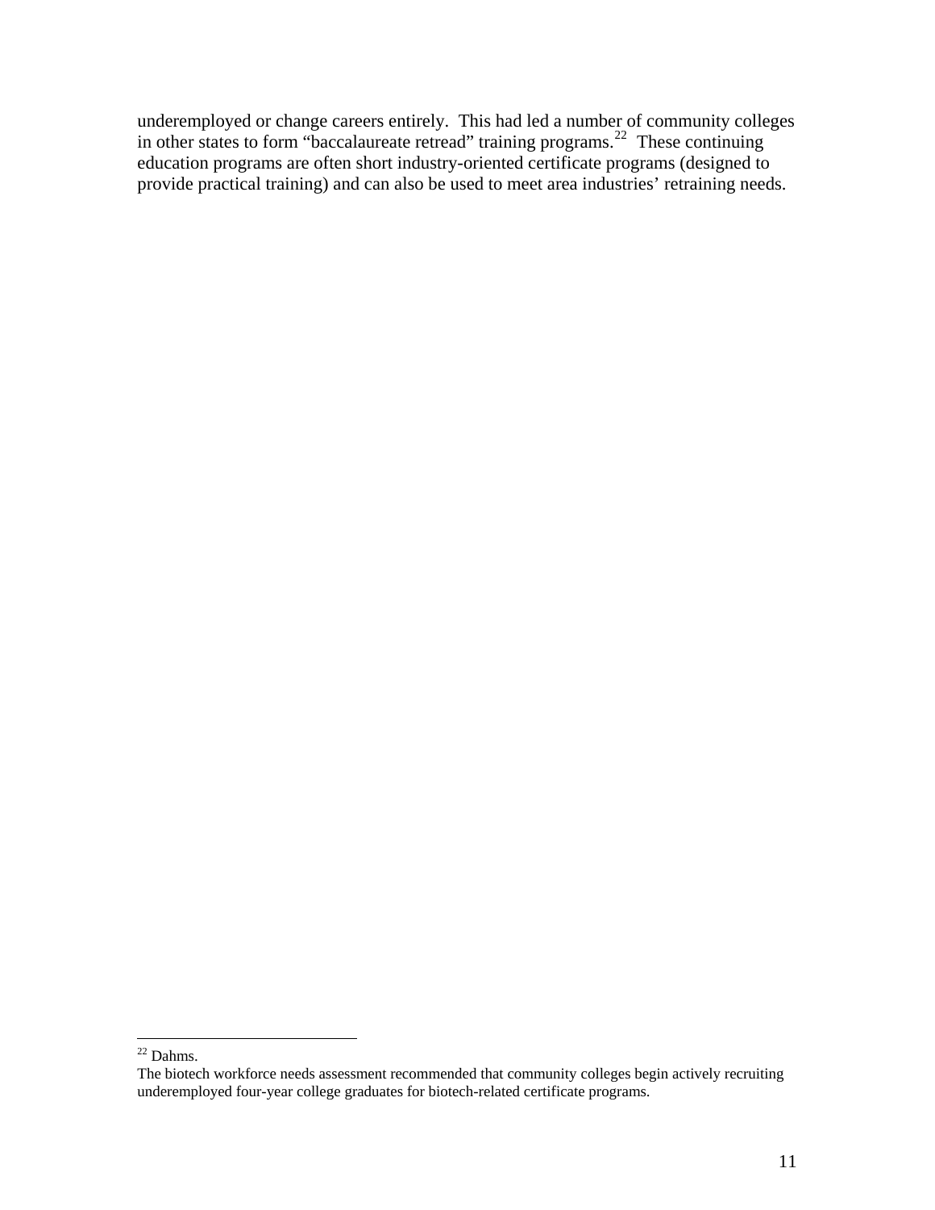underemployed or change careers entirely. This had led a number of community colleges in other states to form "baccalaureate retread" training programs.[22] These continuing education programs are often short industry-oriented certificate programs (designed to provide practical training) and can also be used to meet area industries' retraining needs.

---

[22] Dahms.

The biotech workforce needs assessment recommended that community colleges begin actively recruiting underemployed four-year college graduates for biotech-related certificate programs.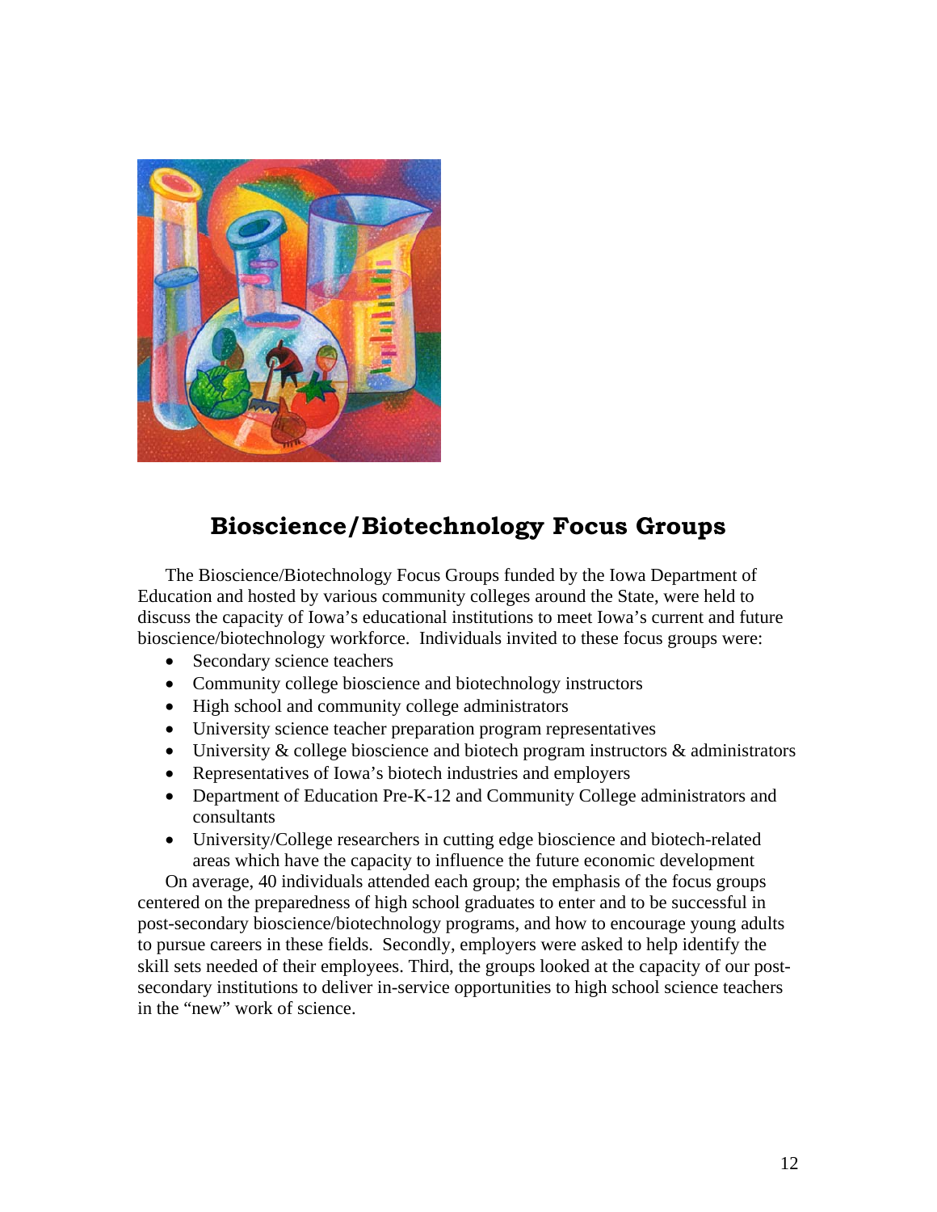## Bioscience/Biotechnology Focus Groups

The Bioscience/Biotechnology Focus Groups funded by the Iowa Department of Education and hosted by various community colleges around the State, were held to discuss the capacity of Iowa's educational institutions to meet Iowa's current and future bioscience/biotechnology workforce. Individuals invited to these focus groups were:

- Secondary science teachers
- Community college bioscience and biotechnology instructors
- High school and community college administrators
- University science teacher preparation program representatives
- University & college bioscience and biotech program instructors & administrators
- Representatives of Iowa's biotech industries and employers
- Department of Education Pre-K-12 and Community College administrators and consultants
- University/College researchers in cutting edge bioscience and biotech-related areas which have the capacity to influence the future economic development

On average, 40 individuals attended each group; the emphasis of the focus groups centered on the preparedness of high school graduates to enter and to be successful in post-secondary bioscience/biotechnology programs, and how to encourage young adults to pursue careers in these fields. Secondly, employers were asked to help identify the skill sets needed of their employees. Third, the groups looked at the capacity of our post-secondary institutions to deliver in-service opportunities to high school science teachers in the "new" work of science.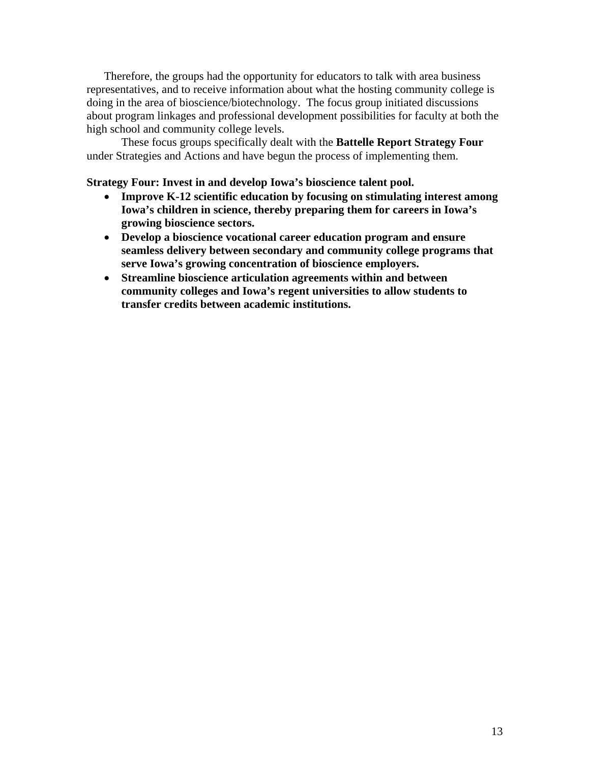Therefore, the groups had the opportunity for educators to talk with area business representatives, and to receive information about what the hosting community college is doing in the area of bioscience/biotechnology. The focus group initiated discussions about program linkages and professional development possibilities for faculty at both the high school and community college levels.

These focus groups specifically dealt with the **Battelle Report Strategy Four** under Strategies and Actions and have begun the process of implementing them.

**Strategy Four: Invest in and develop Iowa's bioscience talent pool.**

- **Improve K-12 scientific education by focusing on stimulating interest among Iowa's children in science, thereby preparing them for careers in Iowa's growing bioscience sectors.**
- **Develop a bioscience vocational career education program and ensure seamless delivery between secondary and community college programs that serve Iowa's growing concentration of bioscience employers.**
- **Streamline bioscience articulation agreements within and between community colleges and Iowa's regent universities to allow students to transfer credits between academic institutions.**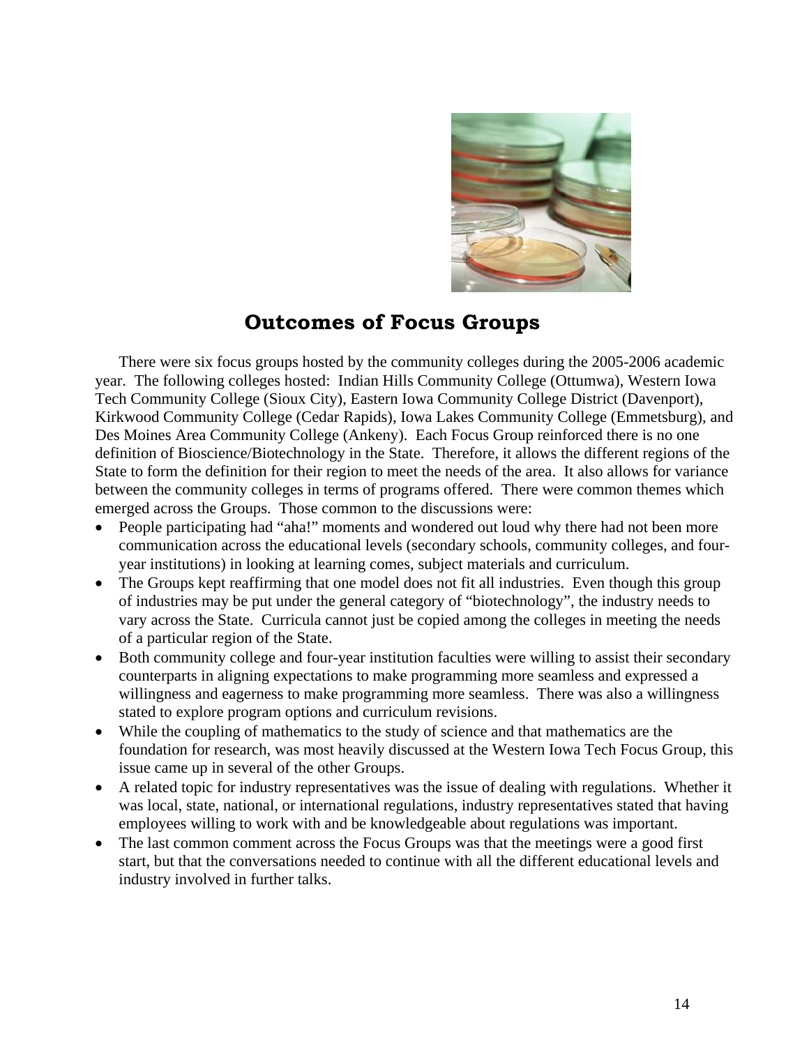## Outcomes of Focus Groups

There were six focus groups hosted by the community colleges during the 2005-2006 academic year. The following colleges hosted: Indian Hills Community College (Ottumwa), Western Iowa Tech Community College (Sioux City), Eastern Iowa Community College District (Davenport), Kirkwood Community College (Cedar Rapids), Iowa Lakes Community College (Emmetsburg), and Des Moines Area Community College (Ankeny). Each Focus Group reinforced there is no one definition of Bioscience/Biotechnology in the State. Therefore, it allows the different regions of the State to form the definition for their region to meet the needs of the area. It also allows for variance between the community colleges in terms of programs offered. There were common themes which emerged across the Groups. Those common to the discussions were:

- People participating had "aha!" moments and wondered out loud why there had not been more communication across the educational levels (secondary schools, community colleges, and four-year institutions) in looking at learning comes, subject materials and curriculum.
- The Groups kept reaffirming that one model does not fit all industries. Even though this group of industries may be put under the general category of "biotechnology", the industry needs to vary across the State. Curricula cannot just be copied among the colleges in meeting the needs of a particular region of the State.
- Both community college and four-year institution faculties were willing to assist their secondary counterparts in aligning expectations to make programming more seamless and expressed a willingness and eagerness to make programming more seamless. There was also a willingness stated to explore program options and curriculum revisions.
- While the coupling of mathematics to the study of science and that mathematics are the foundation for research, was most heavily discussed at the Western Iowa Tech Focus Group, this issue came up in several of the other Groups.
- A related topic for industry representatives was the issue of dealing with regulations. Whether it was local, state, national, or international regulations, industry representatives stated that having employees willing to work with and be knowledgeable about regulations was important.
- The last common comment across the Focus Groups was that the meetings were a good first start, but that the conversations needed to continue with all the different educational levels and industry involved in further talks.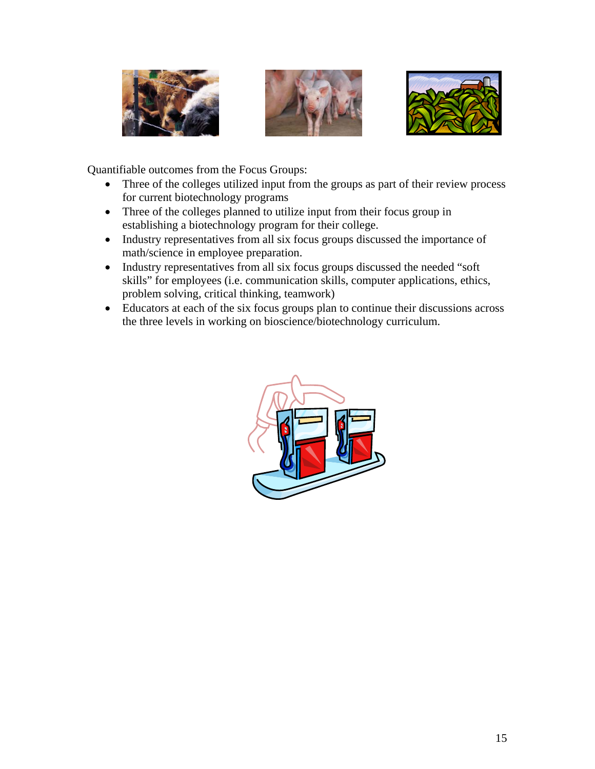Quantifiable outcomes from the Focus Groups:

- Three of the colleges utilized input from the groups as part of their review process for current biotechnology programs
- Three of the colleges planned to utilize input from their focus group in establishing a biotechnology program for their college.
- Industry representatives from all six focus groups discussed the importance of math/science in employee preparation.
- Industry representatives from all six focus groups discussed the needed "soft skills" for employees (i.e. communication skills, computer applications, ethics, problem solving, critical thinking, teamwork)
- Educators at each of the six focus groups plan to continue their discussions across the three levels in working on bioscience/biotechnology curriculum.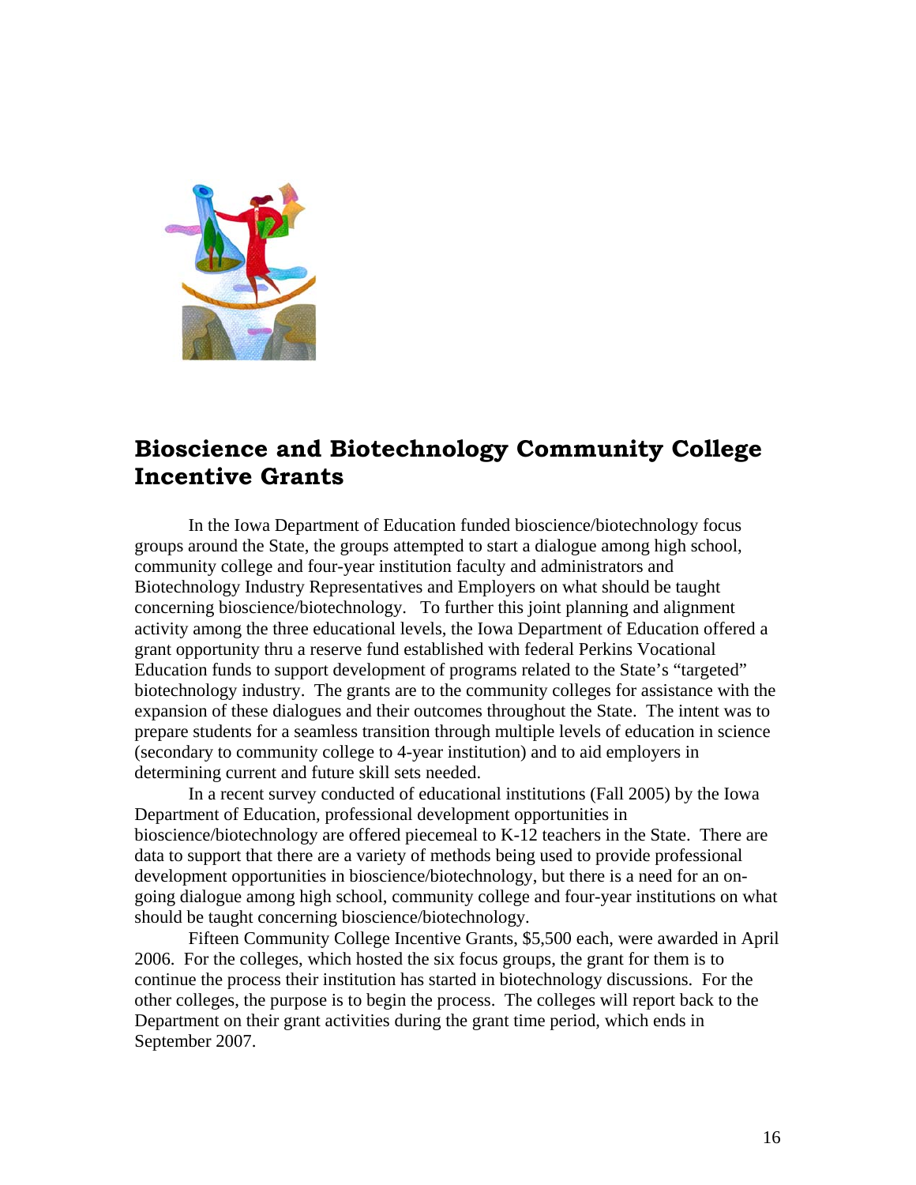## Bioscience and Biotechnology Community College Incentive Grants

In the Iowa Department of Education funded bioscience/biotechnology focus groups around the State, the groups attempted to start a dialogue among high school, community college and four-year institution faculty and administrators and Biotechnology Industry Representatives and Employers on what should be taught concerning bioscience/biotechnology. To further this joint planning and alignment activity among the three educational levels, the Iowa Department of Education offered a grant opportunity thru a reserve fund established with federal Perkins Vocational Education funds to support development of programs related to the State's "targeted" biotechnology industry. The grants are to the community colleges for assistance with the expansion of these dialogues and their outcomes throughout the State. The intent was to prepare students for a seamless transition through multiple levels of education in science (secondary to community college to 4-year institution) and to aid employers in determining current and future skill sets needed.

In a recent survey conducted of educational institutions (Fall 2005) by the Iowa Department of Education, professional development opportunities in bioscience/biotechnology are offered piecemeal to K-12 teachers in the State. There are data to support that there are a variety of methods being used to provide professional development opportunities in bioscience/biotechnology, but there is a need for an on-going dialogue among high school, community college and four-year institutions on what should be taught concerning bioscience/biotechnology.

Fifteen Community College Incentive Grants, $5,500 each, were awarded in April 2006. For the colleges, which hosted the six focus groups, the grant for them is to continue the process their institution has started in biotechnology discussions. For the other colleges, the purpose is to begin the process. The colleges will report back to the Department on their grant activities during the grant time period, which ends in September 2007.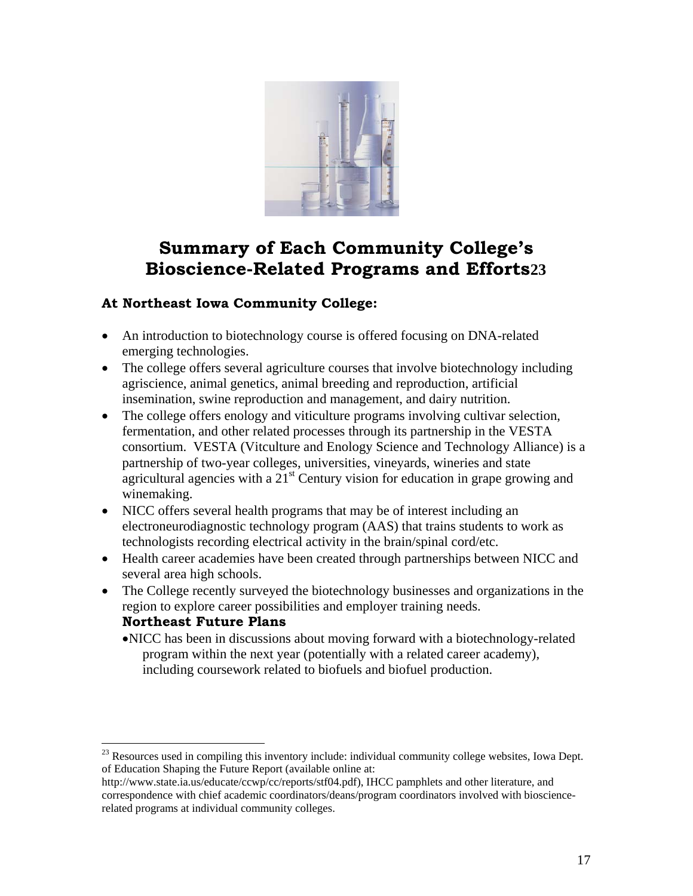## Summary of Each Community College's Bioscience-Related Programs and Efforts[23]

### At Northeast Iowa Community College:

- An introduction to biotechnology course is offered focusing on DNA-related emerging technologies.
- The college offers several agriculture courses that involve biotechnology including agriscience, animal genetics, animal breeding and reproduction, artificial insemination, swine reproduction and management, and dairy nutrition.
- The college offers enology and viticulture programs involving cultivar selection, fermentation, and other related processes through its partnership in the VESTA consortium. VESTA (Vitculture and Enology Science and Technology Alliance) is a partnership of two-year colleges, universities, vineyards, wineries and state agricultural agencies with a 21st Century vision for education in grape growing and winemaking.
- NICC offers several health programs that may be of interest including an electroneurodiagnostic technology program (AAS) that trains students to work as technologists recording electrical activity in the brain/spinal cord/etc.
- Health career academies have been created through partnerships between NICC and several area high schools.
- The College recently surveyed the biotechnology businesses and organizations in the region to explore career possibilities and employer training needs.

  **Northeast Future Plans**

  - NICC has been in discussions about moving forward with a biotechnology-related program within the next year (potentially with a related career academy), including coursework related to biofuels and biofuel production.

---

[23] Resources used in compiling this inventory include: individual community college websites, Iowa Dept. of Education Shaping the Future Report (available online at: http://www.state.ia.us/educate/ccwp/cc/reports/stf04.pdf), IHCC pamphlets and other literature, and correspondence with chief academic coordinators/deans/program coordinators involved with bioscience-related programs at individual community colleges.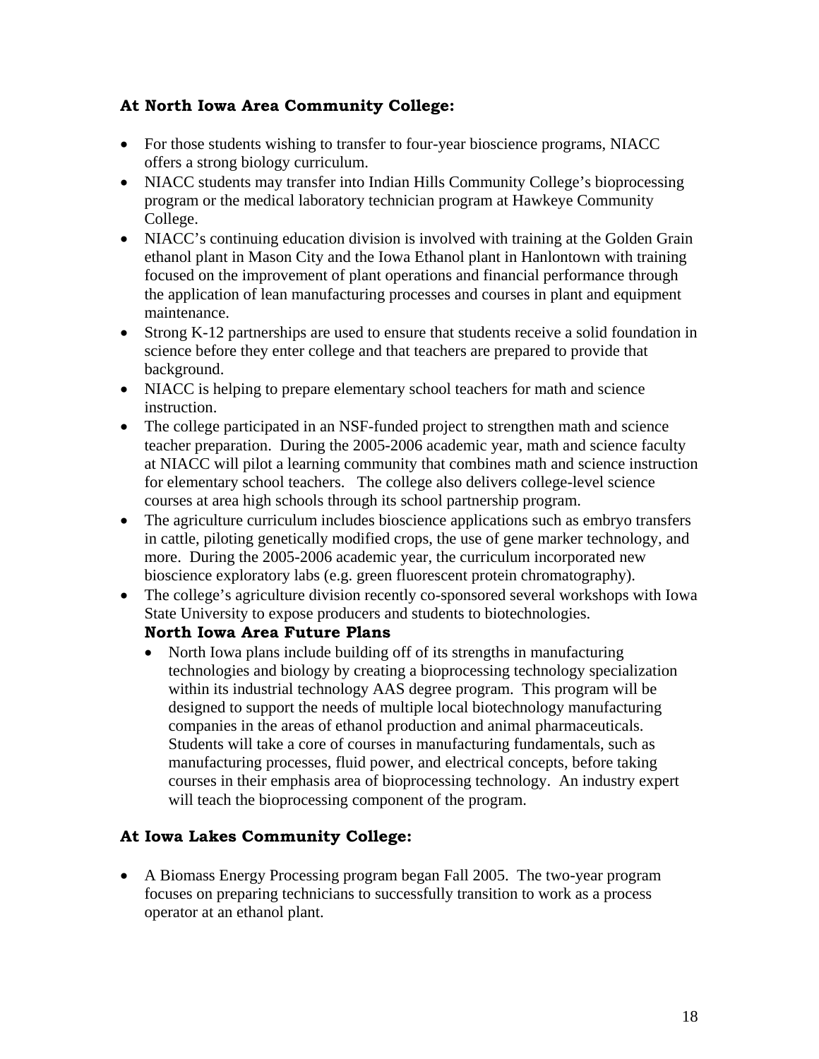### At North Iowa Area Community College:

- For those students wishing to transfer to four-year bioscience programs, NIACC offers a strong biology curriculum.
- NIACC students may transfer into Indian Hills Community College's bioprocessing program or the medical laboratory technician program at Hawkeye Community College.
- NIACC's continuing education division is involved with training at the Golden Grain ethanol plant in Mason City and the Iowa Ethanol plant in Hanlontown with training focused on the improvement of plant operations and financial performance through the application of lean manufacturing processes and courses in plant and equipment maintenance.
- Strong K-12 partnerships are used to ensure that students receive a solid foundation in science before they enter college and that teachers are prepared to provide that background.
- NIACC is helping to prepare elementary school teachers for math and science instruction.
- The college participated in an NSF-funded project to strengthen math and science teacher preparation. During the 2005-2006 academic year, math and science faculty at NIACC will pilot a learning community that combines math and science instruction for elementary school teachers. The college also delivers college-level science courses at area high schools through its school partnership program.
- The agriculture curriculum includes bioscience applications such as embryo transfers in cattle, piloting genetically modified crops, the use of gene marker technology, and more. During the 2005-2006 academic year, the curriculum incorporated new bioscience exploratory labs (e.g. green fluorescent protein chromatography).
- The college's agriculture division recently co-sponsored several workshops with Iowa State University to expose producers and students to biotechnologies.

  **North Iowa Area Future Plans**

  - North Iowa plans include building off of its strengths in manufacturing technologies and biology by creating a bioprocessing technology specialization within its industrial technology AAS degree program. This program will be designed to support the needs of multiple local biotechnology manufacturing companies in the areas of ethanol production and animal pharmaceuticals. Students will take a core of courses in manufacturing fundamentals, such as manufacturing processes, fluid power, and electrical concepts, before taking courses in their emphasis area of bioprocessing technology. An industry expert will teach the bioprocessing component of the program.

### At Iowa Lakes Community College:

- A Biomass Energy Processing program began Fall 2005. The two-year program focuses on preparing technicians to successfully transition to work as a process operator at an ethanol plant.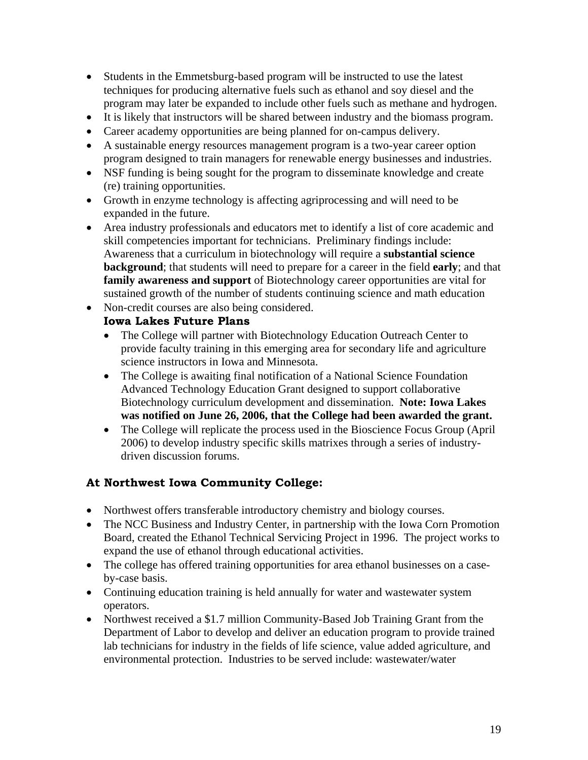- Students in the Emmetsburg-based program will be instructed to use the latest techniques for producing alternative fuels such as ethanol and soy diesel and the program may later be expanded to include other fuels such as methane and hydrogen.
- It is likely that instructors will be shared between industry and the biomass program.
- Career academy opportunities are being planned for on-campus delivery.
- A sustainable energy resources management program is a two-year career option program designed to train managers for renewable energy businesses and industries.
- NSF funding is being sought for the program to disseminate knowledge and create (re) training opportunities.
- Growth in enzyme technology is affecting agriprocessing and will need to be expanded in the future.
- Area industry professionals and educators met to identify a list of core academic and skill competencies important for technicians. Preliminary findings include: Awareness that a curriculum in biotechnology will require a **substantial science background**; that students will need to prepare for a career in the field **early**; and that **family awareness and support** of Biotechnology career opportunities are vital for sustained growth of the number of students continuing science and math education
- Non-credit courses are also being considered.

  **Iowa Lakes Future Plans**

  - The College will partner with Biotechnology Education Outreach Center to provide faculty training in this emerging area for secondary life and agriculture science instructors in Iowa and Minnesota.
  - The College is awaiting final notification of a National Science Foundation Advanced Technology Education Grant designed to support collaborative Biotechnology curriculum development and dissemination. **Note: Iowa Lakes was notified on June 26, 2006, that the College had been awarded the grant.**
  - The College will replicate the process used in the Bioscience Focus Group (April 2006) to develop industry specific skills matrixes through a series of industry-driven discussion forums.

### At Northwest Iowa Community College:

- Northwest offers transferable introductory chemistry and biology courses.
- The NCC Business and Industry Center, in partnership with the Iowa Corn Promotion Board, created the Ethanol Technical Servicing Project in 1996. The project works to expand the use of ethanol through educational activities.
- The college has offered training opportunities for area ethanol businesses on a case-by-case basis.
- Continuing education training is held annually for water and wastewater system operators.
- Northwest received a $1.7 million Community-Based Job Training Grant from the Department of Labor to develop and deliver an education program to provide trained lab technicians for industry in the fields of life science, value added agriculture, and environmental protection. Industries to be served include: wastewater/water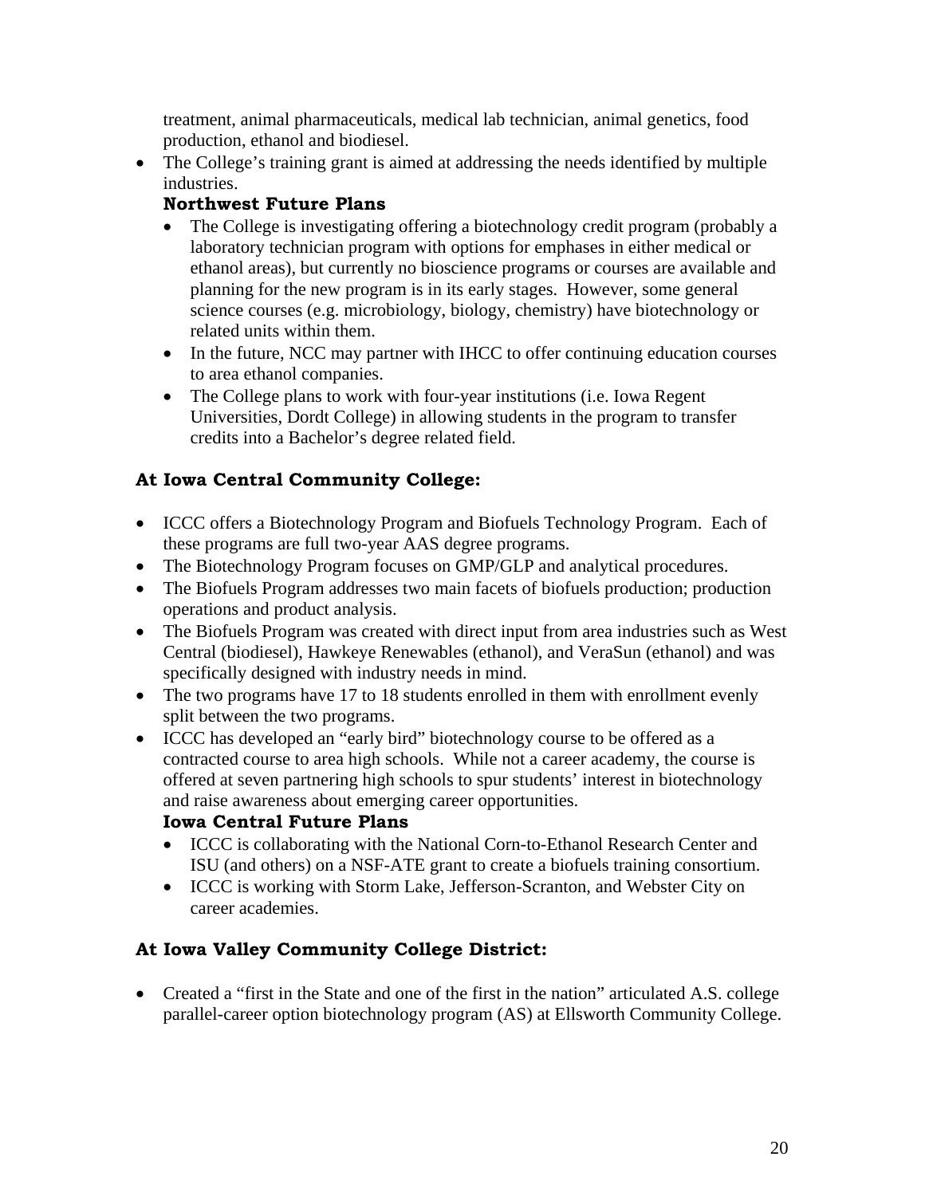treatment, animal pharmaceuticals, medical lab technician, animal genetics, food production, ethanol and biodiesel.

- The College's training grant is aimed at addressing the needs identified by multiple industries.

  **Northwest Future Plans**

  - The College is investigating offering a biotechnology credit program (probably a laboratory technician program with options for emphases in either medical or ethanol areas), but currently no bioscience programs or courses are available and planning for the new program is in its early stages. However, some general science courses (e.g. microbiology, biology, chemistry) have biotechnology or related units within them.
  - In the future, NCC may partner with IHCC to offer continuing education courses to area ethanol companies.
  - The College plans to work with four-year institutions (i.e. Iowa Regent Universities, Dordt College) in allowing students in the program to transfer credits into a Bachelor's degree related field.

### At Iowa Central Community College:

- ICCC offers a Biotechnology Program and Biofuels Technology Program. Each of these programs are full two-year AAS degree programs.
- The Biotechnology Program focuses on GMP/GLP and analytical procedures.
- The Biofuels Program addresses two main facets of biofuels production; production operations and product analysis.
- The Biofuels Program was created with direct input from area industries such as West Central (biodiesel), Hawkeye Renewables (ethanol), and VeraSun (ethanol) and was specifically designed with industry needs in mind.
- The two programs have 17 to 18 students enrolled in them with enrollment evenly split between the two programs.
- ICCC has developed an "early bird" biotechnology course to be offered as a contracted course to area high schools. While not a career academy, the course is offered at seven partnering high schools to spur students' interest in biotechnology and raise awareness about emerging career opportunities.

  **Iowa Central Future Plans**

  - ICCC is collaborating with the National Corn-to-Ethanol Research Center and ISU (and others) on a NSF-ATE grant to create a biofuels training consortium.
  - ICCC is working with Storm Lake, Jefferson-Scranton, and Webster City on career academies.

### At Iowa Valley Community College District:

- Created a "first in the State and one of the first in the nation" articulated A.S. college parallel-career option biotechnology program (AS) at Ellsworth Community College.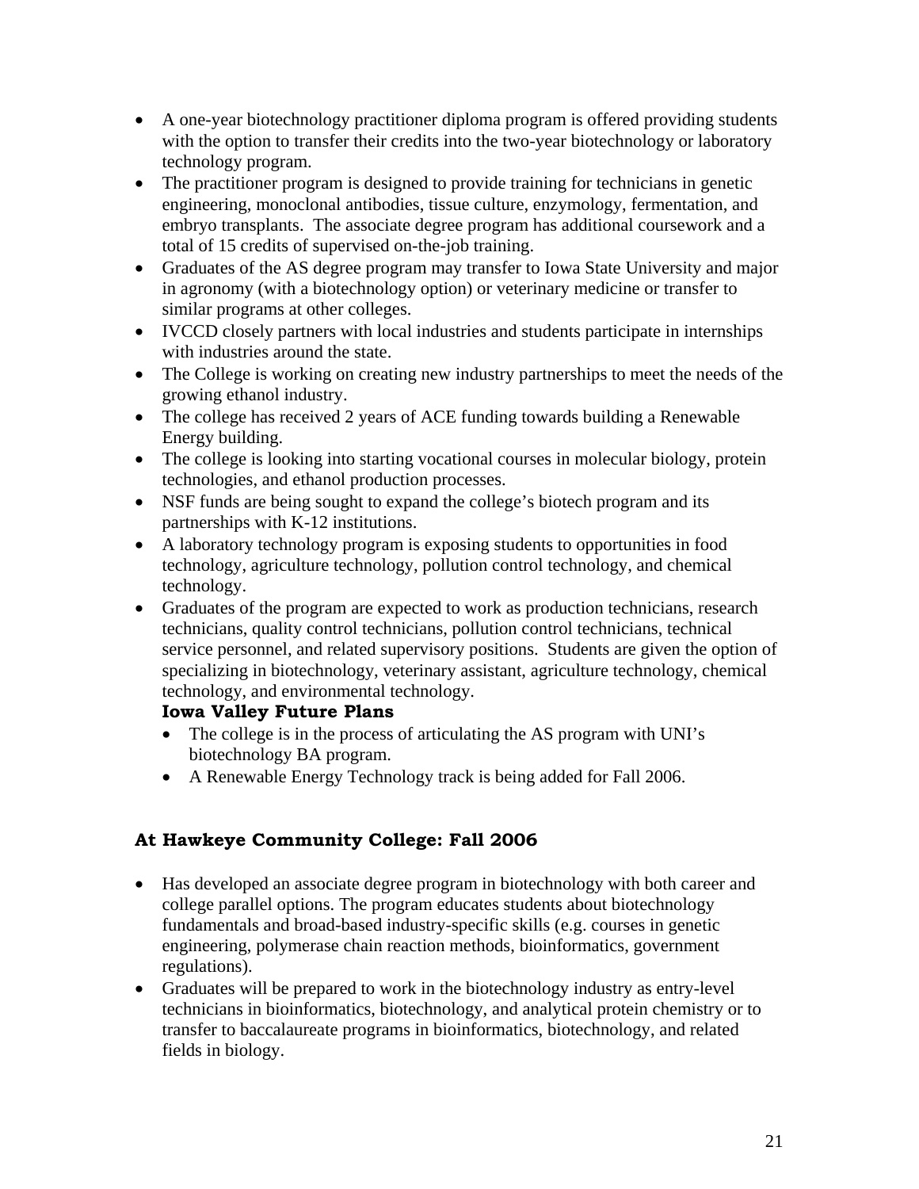- A one-year biotechnology practitioner diploma program is offered providing students with the option to transfer their credits into the two-year biotechnology or laboratory technology program.
- The practitioner program is designed to provide training for technicians in genetic engineering, monoclonal antibodies, tissue culture, enzymology, fermentation, and embryo transplants. The associate degree program has additional coursework and a total of 15 credits of supervised on-the-job training.
- Graduates of the AS degree program may transfer to Iowa State University and major in agronomy (with a biotechnology option) or veterinary medicine or transfer to similar programs at other colleges.
- IVCCD closely partners with local industries and students participate in internships with industries around the state.
- The College is working on creating new industry partnerships to meet the needs of the growing ethanol industry.
- The college has received 2 years of ACE funding towards building a Renewable Energy building.
- The college is looking into starting vocational courses in molecular biology, protein technologies, and ethanol production processes.
- NSF funds are being sought to expand the college's biotech program and its partnerships with K-12 institutions.
- A laboratory technology program is exposing students to opportunities in food technology, agriculture technology, pollution control technology, and chemical technology.
- Graduates of the program are expected to work as production technicians, research technicians, quality control technicians, pollution control technicians, technical service personnel, and related supervisory positions. Students are given the option of specializing in biotechnology, veterinary assistant, agriculture technology, chemical technology, and environmental technology.

  **Iowa Valley Future Plans**

  - The college is in the process of articulating the AS program with UNI's biotechnology BA program.
  - A Renewable Energy Technology track is being added for Fall 2006.

### At Hawkeye Community College: Fall 2006

- Has developed an associate degree program in biotechnology with both career and college parallel options. The program educates students about biotechnology fundamentals and broad-based industry-specific skills (e.g. courses in genetic engineering, polymerase chain reaction methods, bioinformatics, government regulations).
- Graduates will be prepared to work in the biotechnology industry as entry-level technicians in bioinformatics, biotechnology, and analytical protein chemistry or to transfer to baccalaureate programs in bioinformatics, biotechnology, and related fields in biology.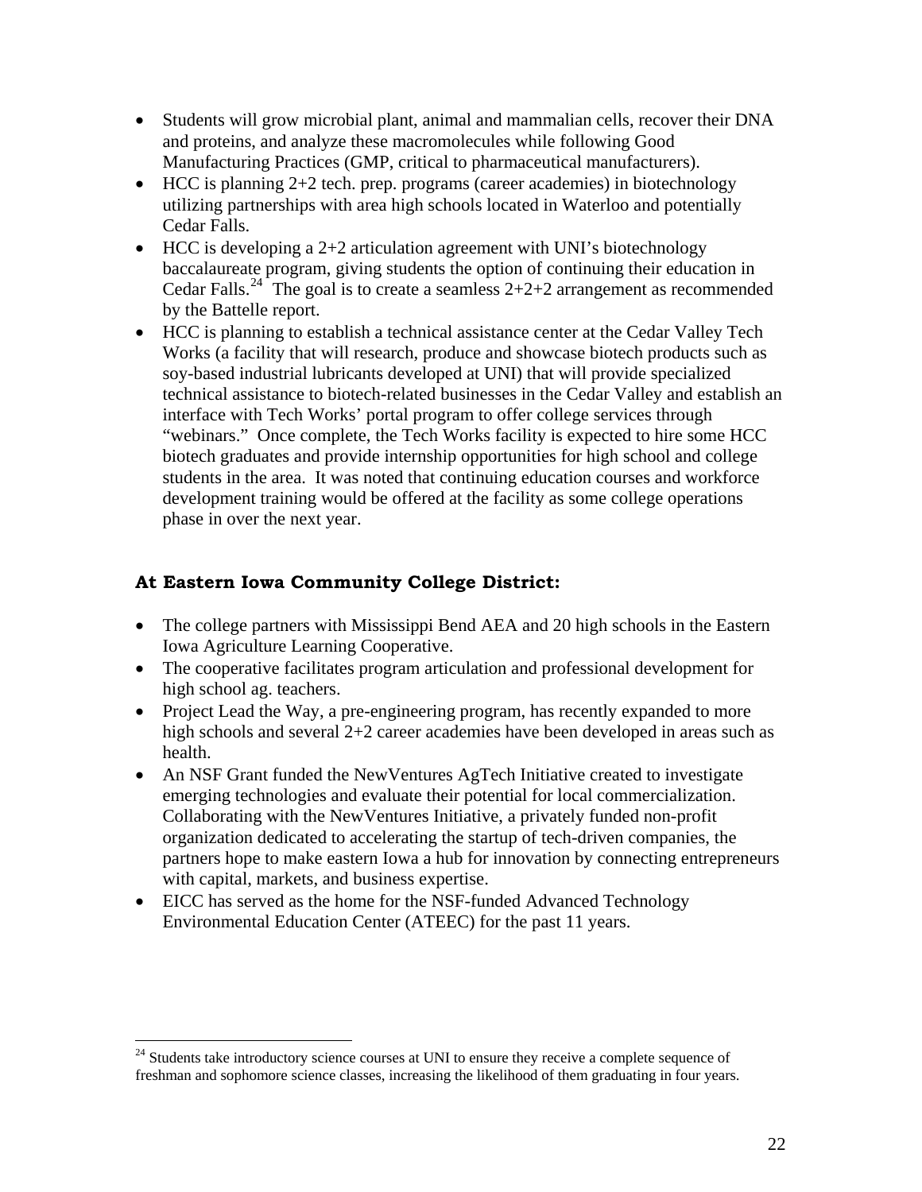- Students will grow microbial plant, animal and mammalian cells, recover their DNA and proteins, and analyze these macromolecules while following Good Manufacturing Practices (GMP, critical to pharmaceutical manufacturers).
- HCC is planning 2+2 tech. prep. programs (career academies) in biotechnology utilizing partnerships with area high schools located in Waterloo and potentially Cedar Falls.
- HCC is developing a 2+2 articulation agreement with UNI's biotechnology baccalaureate program, giving students the option of continuing their education in Cedar Falls.[24] The goal is to create a seamless 2+2+2 arrangement as recommended by the Battelle report.
- HCC is planning to establish a technical assistance center at the Cedar Valley Tech Works (a facility that will research, produce and showcase biotech products such as soy-based industrial lubricants developed at UNI) that will provide specialized technical assistance to biotech-related businesses in the Cedar Valley and establish an interface with Tech Works' portal program to offer college services through "webinars." Once complete, the Tech Works facility is expected to hire some HCC biotech graduates and provide internship opportunities for high school and college students in the area. It was noted that continuing education courses and workforce development training would be offered at the facility as some college operations phase in over the next year.

### At Eastern Iowa Community College District:

- The college partners with Mississippi Bend AEA and 20 high schools in the Eastern Iowa Agriculture Learning Cooperative.
- The cooperative facilitates program articulation and professional development for high school ag. teachers.
- Project Lead the Way, a pre-engineering program, has recently expanded to more high schools and several 2+2 career academies have been developed in areas such as health.
- An NSF Grant funded the NewVentures AgTech Initiative created to investigate emerging technologies and evaluate their potential for local commercialization. Collaborating with the NewVentures Initiative, a privately funded non-profit organization dedicated to accelerating the startup of tech-driven companies, the partners hope to make eastern Iowa a hub for innovation by connecting entrepreneurs with capital, markets, and business expertise.
- EICC has served as the home for the NSF-funded Advanced Technology Environmental Education Center (ATEEC) for the past 11 years.

---

[24] Students take introductory science courses at UNI to ensure they receive a complete sequence of freshman and sophomore science classes, increasing the likelihood of them graduating in four years.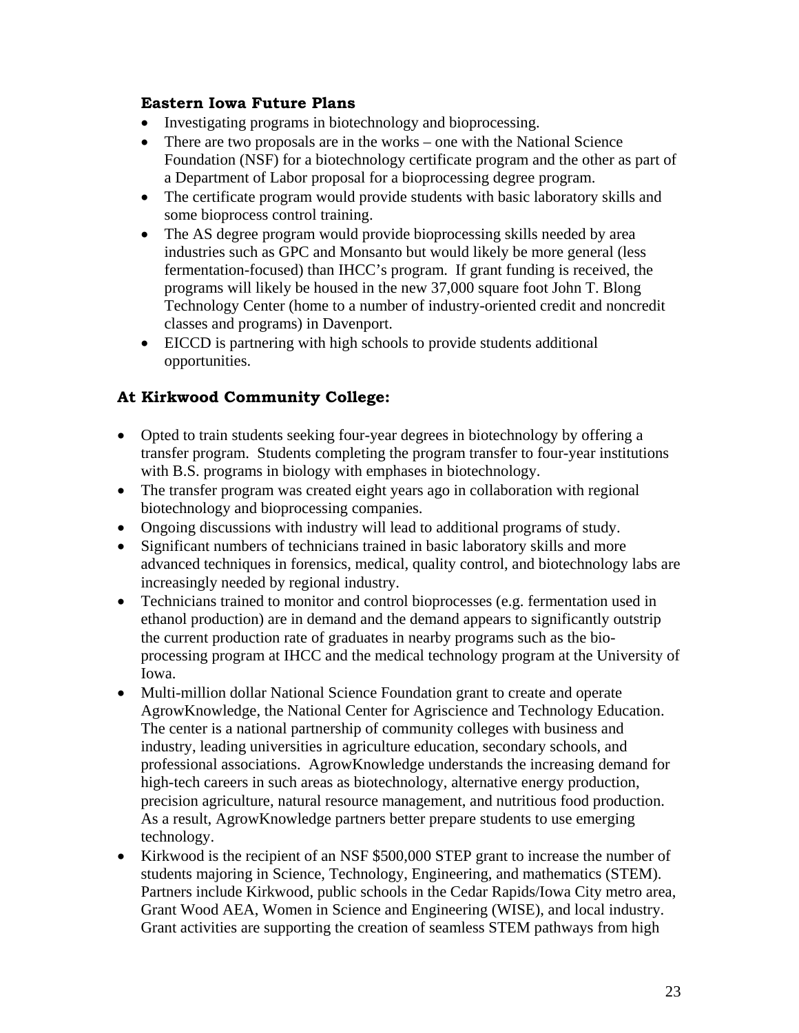### Eastern Iowa Future Plans

- Investigating programs in biotechnology and bioprocessing.
- There are two proposals are in the works – one with the National Science Foundation (NSF) for a biotechnology certificate program and the other as part of a Department of Labor proposal for a bioprocessing degree program.
- The certificate program would provide students with basic laboratory skills and some bioprocess control training.
- The AS degree program would provide bioprocessing skills needed by area industries such as GPC and Monsanto but would likely be more general (less fermentation-focused) than IHCC's program. If grant funding is received, the programs will likely be housed in the new 37,000 square foot John T. Blong Technology Center (home to a number of industry-oriented credit and noncredit classes and programs) in Davenport.
- EICCD is partnering with high schools to provide students additional opportunities.

### At Kirkwood Community College:

- Opted to train students seeking four-year degrees in biotechnology by offering a transfer program. Students completing the program transfer to four-year institutions with B.S. programs in biology with emphases in biotechnology.
- The transfer program was created eight years ago in collaboration with regional biotechnology and bioprocessing companies.
- Ongoing discussions with industry will lead to additional programs of study.
- Significant numbers of technicians trained in basic laboratory skills and more advanced techniques in forensics, medical, quality control, and biotechnology labs are increasingly needed by regional industry.
- Technicians trained to monitor and control bioprocesses (e.g. fermentation used in ethanol production) are in demand and the demand appears to significantly outstrip the current production rate of graduates in nearby programs such as the bio-processing program at IHCC and the medical technology program at the University of Iowa.
- Multi-million dollar National Science Foundation grant to create and operate AgrowKnowledge, the National Center for Agriscience and Technology Education. The center is a national partnership of community colleges with business and industry, leading universities in agriculture education, secondary schools, and professional associations. AgrowKnowledge understands the increasing demand for high-tech careers in such areas as biotechnology, alternative energy production, precision agriculture, natural resource management, and nutritious food production. As a result, AgrowKnowledge partners better prepare students to use emerging technology.
- Kirkwood is the recipient of an NSF $500,000 STEP grant to increase the number of students majoring in Science, Technology, Engineering, and mathematics (STEM). Partners include Kirkwood, public schools in the Cedar Rapids/Iowa City metro area, Grant Wood AEA, Women in Science and Engineering (WISE), and local industry. Grant activities are supporting the creation of seamless STEM pathways from high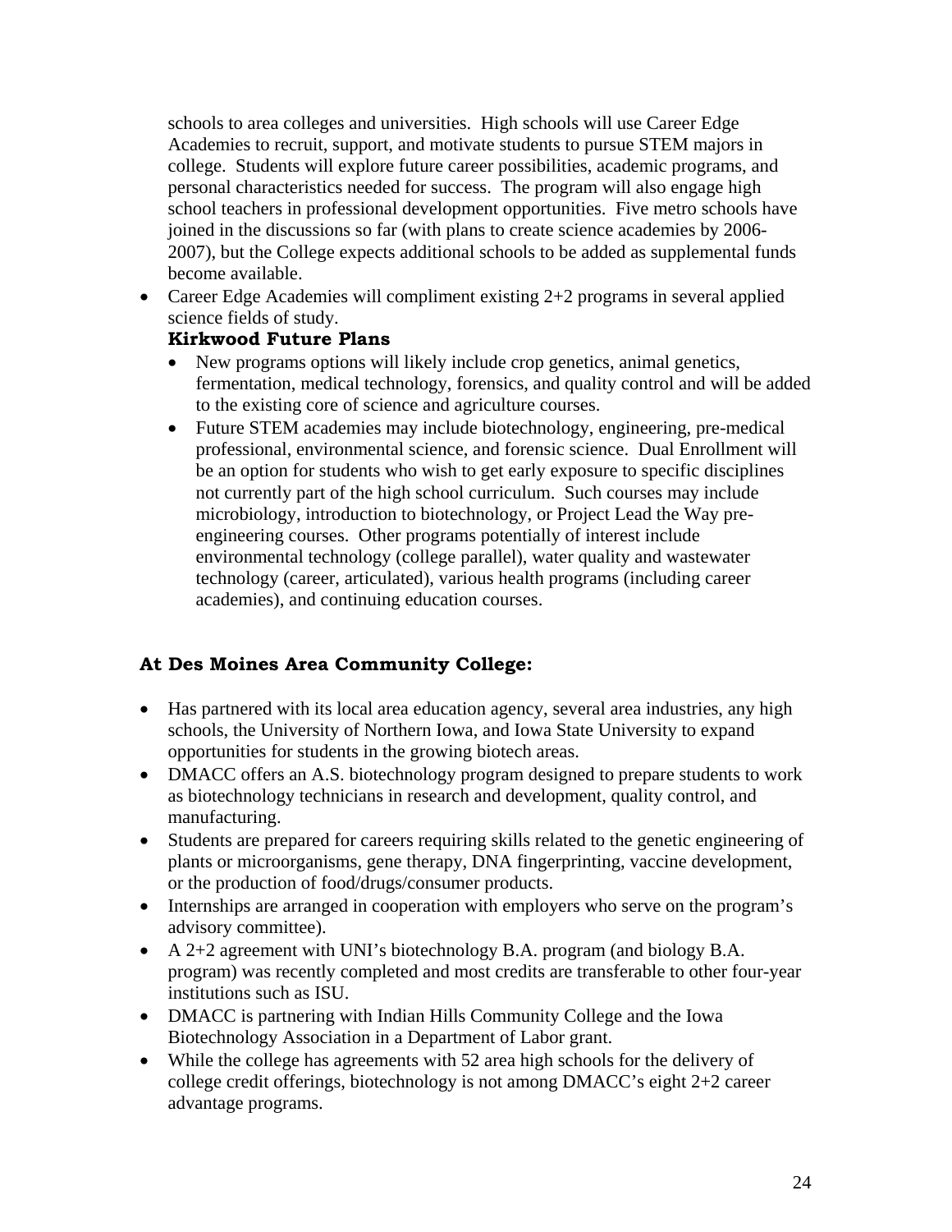schools to area colleges and universities. High schools will use Career Edge Academies to recruit, support, and motivate students to pursue STEM majors in college. Students will explore future career possibilities, academic programs, and personal characteristics needed for success. The program will also engage high school teachers in professional development opportunities. Five metro schools have joined in the discussions so far (with plans to create science academies by 2006-2007), but the College expects additional schools to be added as supplemental funds become available.

- Career Edge Academies will compliment existing 2+2 programs in several applied science fields of study.

  **Kirkwood Future Plans**

  - New programs options will likely include crop genetics, animal genetics, fermentation, medical technology, forensics, and quality control and will be added to the existing core of science and agriculture courses.
  - Future STEM academies may include biotechnology, engineering, pre-medical professional, environmental science, and forensic science. Dual Enrollment will be an option for students who wish to get early exposure to specific disciplines not currently part of the high school curriculum. Such courses may include microbiology, introduction to biotechnology, or Project Lead the Way pre-engineering courses. Other programs potentially of interest include environmental technology (college parallel), water quality and wastewater technology (career, articulated), various health programs (including career academies), and continuing education courses.

### At Des Moines Area Community College:

- Has partnered with its local area education agency, several area industries, any high schools, the University of Northern Iowa, and Iowa State University to expand opportunities for students in the growing biotech areas.
- DMACC offers an A.S. biotechnology program designed to prepare students to work as biotechnology technicians in research and development, quality control, and manufacturing.
- Students are prepared for careers requiring skills related to the genetic engineering of plants or microorganisms, gene therapy, DNA fingerprinting, vaccine development, or the production of food/drugs/consumer products.
- Internships are arranged in cooperation with employers who serve on the program's advisory committee).
- A 2+2 agreement with UNI's biotechnology B.A. program (and biology B.A. program) was recently completed and most credits are transferable to other four-year institutions such as ISU.
- DMACC is partnering with Indian Hills Community College and the Iowa Biotechnology Association in a Department of Labor grant.
- While the college has agreements with 52 area high schools for the delivery of college credit offerings, biotechnology is not among DMACC's eight 2+2 career advantage programs.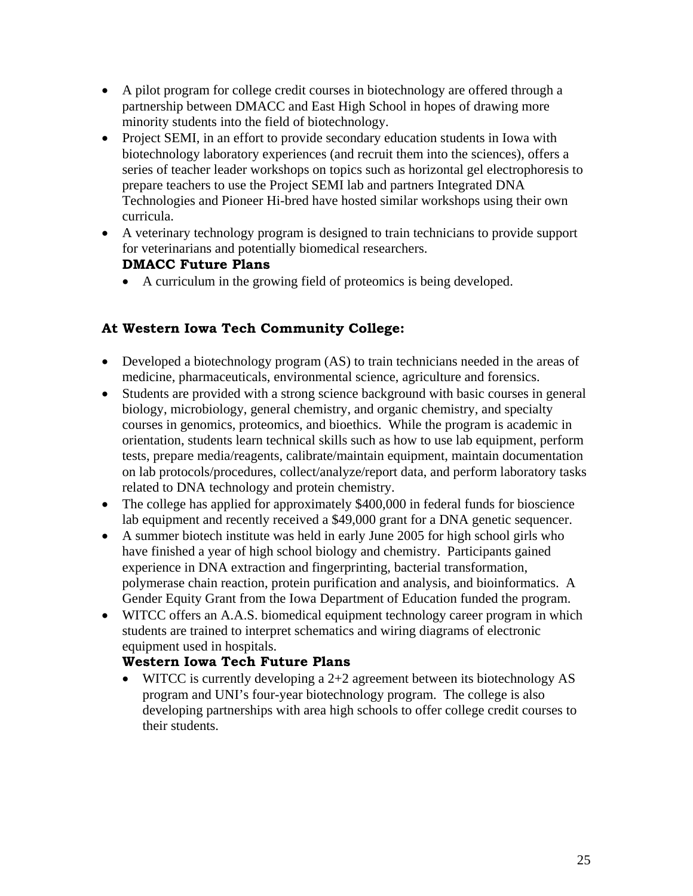- A pilot program for college credit courses in biotechnology are offered through a partnership between DMACC and East High School in hopes of drawing more minority students into the field of biotechnology.
- Project SEMI, in an effort to provide secondary education students in Iowa with biotechnology laboratory experiences (and recruit them into the sciences), offers a series of teacher leader workshops on topics such as horizontal gel electrophoresis to prepare teachers to use the Project SEMI lab and partners Integrated DNA Technologies and Pioneer Hi-bred have hosted similar workshops using their own curricula.
- A veterinary technology program is designed to train technicians to provide support for veterinarians and potentially biomedical researchers.

  **DMACC Future Plans**

  - A curriculum in the growing field of proteomics is being developed.

### At Western Iowa Tech Community College:

- Developed a biotechnology program (AS) to train technicians needed in the areas of medicine, pharmaceuticals, environmental science, agriculture and forensics.
- Students are provided with a strong science background with basic courses in general biology, microbiology, general chemistry, and organic chemistry, and specialty courses in genomics, proteomics, and bioethics. While the program is academic in orientation, students learn technical skills such as how to use lab equipment, perform tests, prepare media/reagents, calibrate/maintain equipment, maintain documentation on lab protocols/procedures, collect/analyze/report data, and perform laboratory tasks related to DNA technology and protein chemistry.
- The college has applied for approximately $400,000 in federal funds for bioscience lab equipment and recently received a $49,000 grant for a DNA genetic sequencer.
- A summer biotech institute was held in early June 2005 for high school girls who have finished a year of high school biology and chemistry. Participants gained experience in DNA extraction and fingerprinting, bacterial transformation, polymerase chain reaction, protein purification and analysis, and bioinformatics. A Gender Equity Grant from the Iowa Department of Education funded the program.
- WITCC offers an A.A.S. biomedical equipment technology career program in which students are trained to interpret schematics and wiring diagrams of electronic equipment used in hospitals.

  **Western Iowa Tech Future Plans**

  - WITCC is currently developing a 2+2 agreement between its biotechnology AS program and UNI's four-year biotechnology program. The college is also developing partnerships with area high schools to offer college credit courses to their students.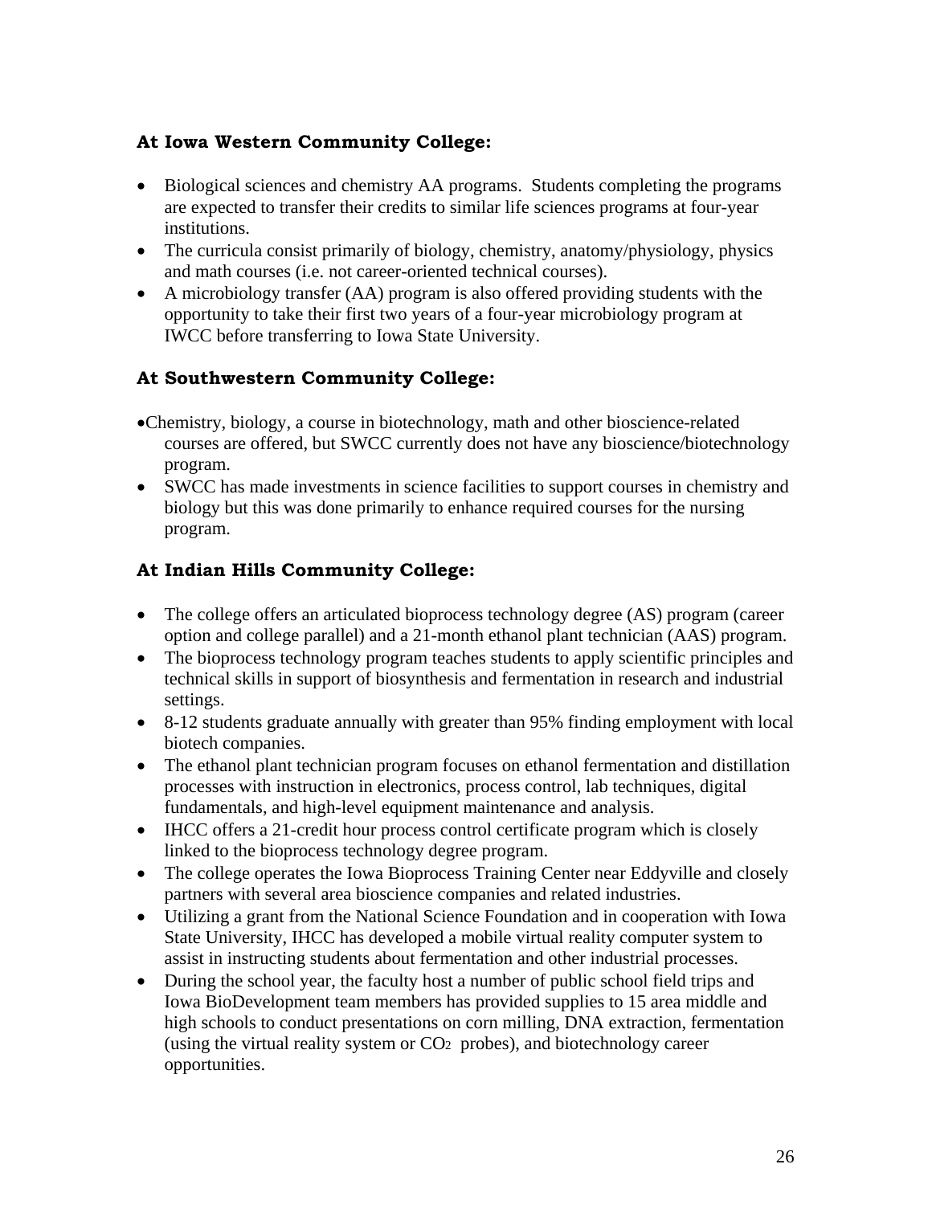### At Iowa Western Community College:

- Biological sciences and chemistry AA programs. Students completing the programs are expected to transfer their credits to similar life sciences programs at four-year institutions.
- The curricula consist primarily of biology, chemistry, anatomy/physiology, physics and math courses (i.e. not career-oriented technical courses).
- A microbiology transfer (AA) program is also offered providing students with the opportunity to take their first two years of a four-year microbiology program at IWCC before transferring to Iowa State University.

### At Southwestern Community College:

- Chemistry, biology, a course in biotechnology, math and other bioscience-related courses are offered, but SWCC currently does not have any bioscience/biotechnology program.
- SWCC has made investments in science facilities to support courses in chemistry and biology but this was done primarily to enhance required courses for the nursing program.

### At Indian Hills Community College:

- The college offers an articulated bioprocess technology degree (AS) program (career option and college parallel) and a 21-month ethanol plant technician (AAS) program.
- The bioprocess technology program teaches students to apply scientific principles and technical skills in support of biosynthesis and fermentation in research and industrial settings.
- 8-12 students graduate annually with greater than 95% finding employment with local biotech companies.
- The ethanol plant technician program focuses on ethanol fermentation and distillation processes with instruction in electronics, process control, lab techniques, digital fundamentals, and high-level equipment maintenance and analysis.
- IHCC offers a 21-credit hour process control certificate program which is closely linked to the bioprocess technology degree program.
- The college operates the Iowa Bioprocess Training Center near Eddyville and closely partners with several area bioscience companies and related industries.
- Utilizing a grant from the National Science Foundation and in cooperation with Iowa State University, IHCC has developed a mobile virtual reality computer system to assist in instructing students about fermentation and other industrial processes.
- During the school year, the faculty host a number of public school field trips and Iowa BioDevelopment team members has provided supplies to 15 area middle and high schools to conduct presentations on corn milling, DNA extraction, fermentation (using the virtual reality system or $CO_2$ probes), and biotechnology career opportunities.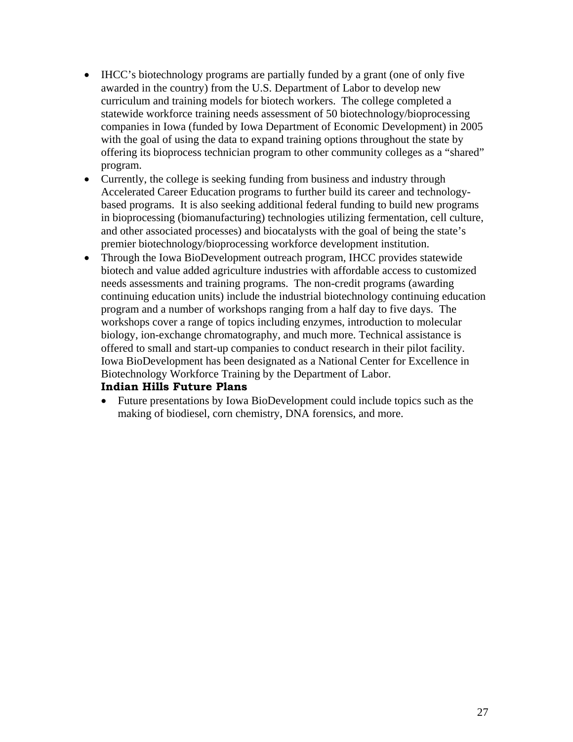- IHCC's biotechnology programs are partially funded by a grant (one of only five awarded in the country) from the U.S. Department of Labor to develop new curriculum and training models for biotech workers. The college completed a statewide workforce training needs assessment of 50 biotechnology/bioprocessing companies in Iowa (funded by Iowa Department of Economic Development) in 2005 with the goal of using the data to expand training options throughout the state by offering its bioprocess technician program to other community colleges as a "shared" program.
- Currently, the college is seeking funding from business and industry through Accelerated Career Education programs to further build its career and technology-based programs. It is also seeking additional federal funding to build new programs in bioprocessing (biomanufacturing) technologies utilizing fermentation, cell culture, and other associated processes) and biocatalysts with the goal of being the state's premier biotechnology/bioprocessing workforce development institution.
- Through the Iowa BioDevelopment outreach program, IHCC provides statewide biotech and value added agriculture industries with affordable access to customized needs assessments and training programs. The non-credit programs (awarding continuing education units) include the industrial biotechnology continuing education program and a number of workshops ranging from a half day to five days. The workshops cover a range of topics including enzymes, introduction to molecular biology, ion-exchange chromatography, and much more. Technical assistance is offered to small and start-up companies to conduct research in their pilot facility. Iowa BioDevelopment has been designated as a National Center for Excellence in Biotechnology Workforce Training by the Department of Labor.

**Indian Hills Future Plans**

- Future presentations by Iowa BioDevelopment could include topics such as the making of biodiesel, corn chemistry, DNA forensics, and more.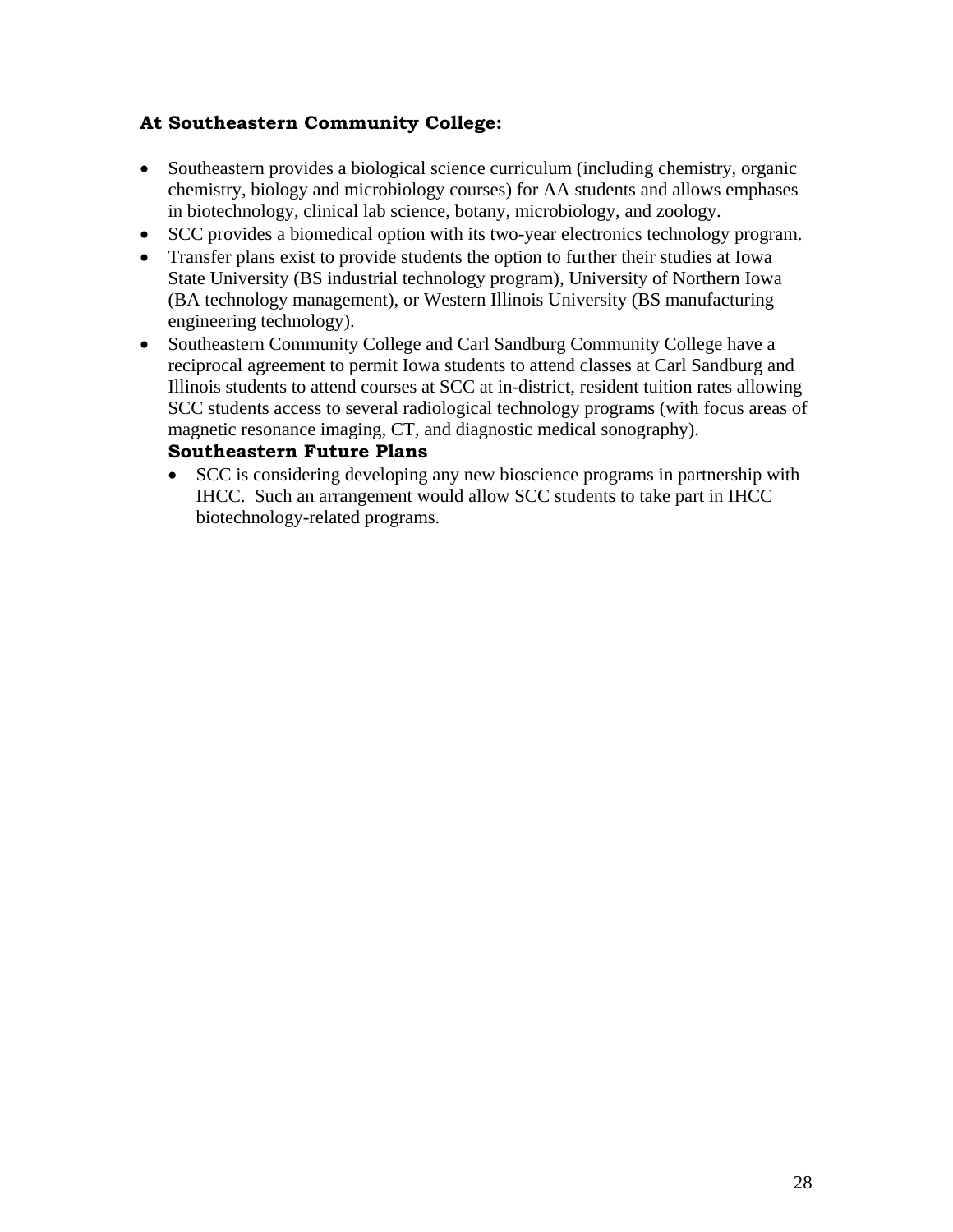### At Southeastern Community College:

- Southeastern provides a biological science curriculum (including chemistry, organic chemistry, biology and microbiology courses) for AA students and allows emphases in biotechnology, clinical lab science, botany, microbiology, and zoology.
- SCC provides a biomedical option with its two-year electronics technology program.
- Transfer plans exist to provide students the option to further their studies at Iowa State University (BS industrial technology program), University of Northern Iowa (BA technology management), or Western Illinois University (BS manufacturing engineering technology).
- Southeastern Community College and Carl Sandburg Community College have a reciprocal agreement to permit Iowa students to attend classes at Carl Sandburg and Illinois students to attend courses at SCC at in-district, resident tuition rates allowing SCC students access to several radiological technology programs (with focus areas of magnetic resonance imaging, CT, and diagnostic medical sonography).

  **Southeastern Future Plans**

  - SCC is considering developing any new bioscience programs in partnership with IHCC. Such an arrangement would allow SCC students to take part in IHCC biotechnology-related programs.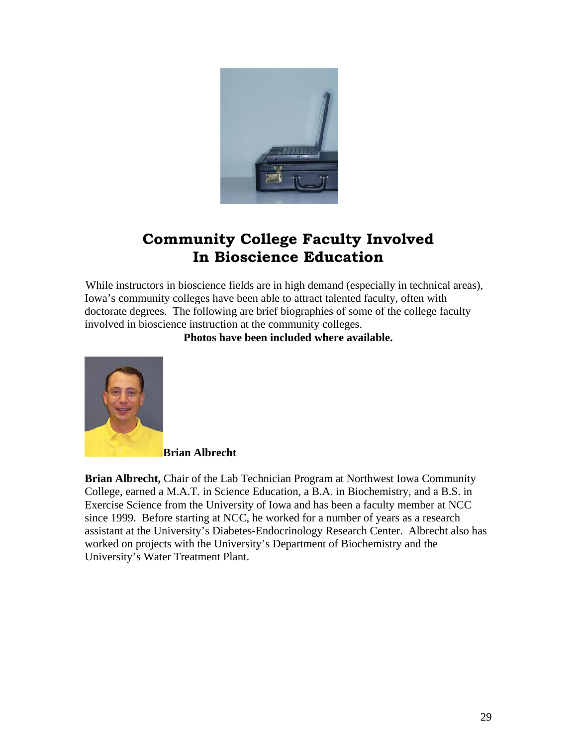# Community College Faculty Involved In Bioscience Education

While instructors in bioscience fields are in high demand (especially in technical areas), Iowa's community colleges have been able to attract talented faculty, often with doctorate degrees. The following are brief biographies of some of the college faculty involved in bioscience instruction at the community colleges.

**Photos have been included where available.**

**Brian Albrecht**

**Brian Albrecht,** Chair of the Lab Technician Program at Northwest Iowa Community College, earned a M.A.T. in Science Education, a B.A. in Biochemistry, and a B.S. in Exercise Science from the University of Iowa and has been a faculty member at NCC since 1999. Before starting at NCC, he worked for a number of years as a research assistant at the University's Diabetes-Endocrinology Research Center. Albrecht also has worked on projects with the University's Department of Biochemistry and the University's Water Treatment Plant.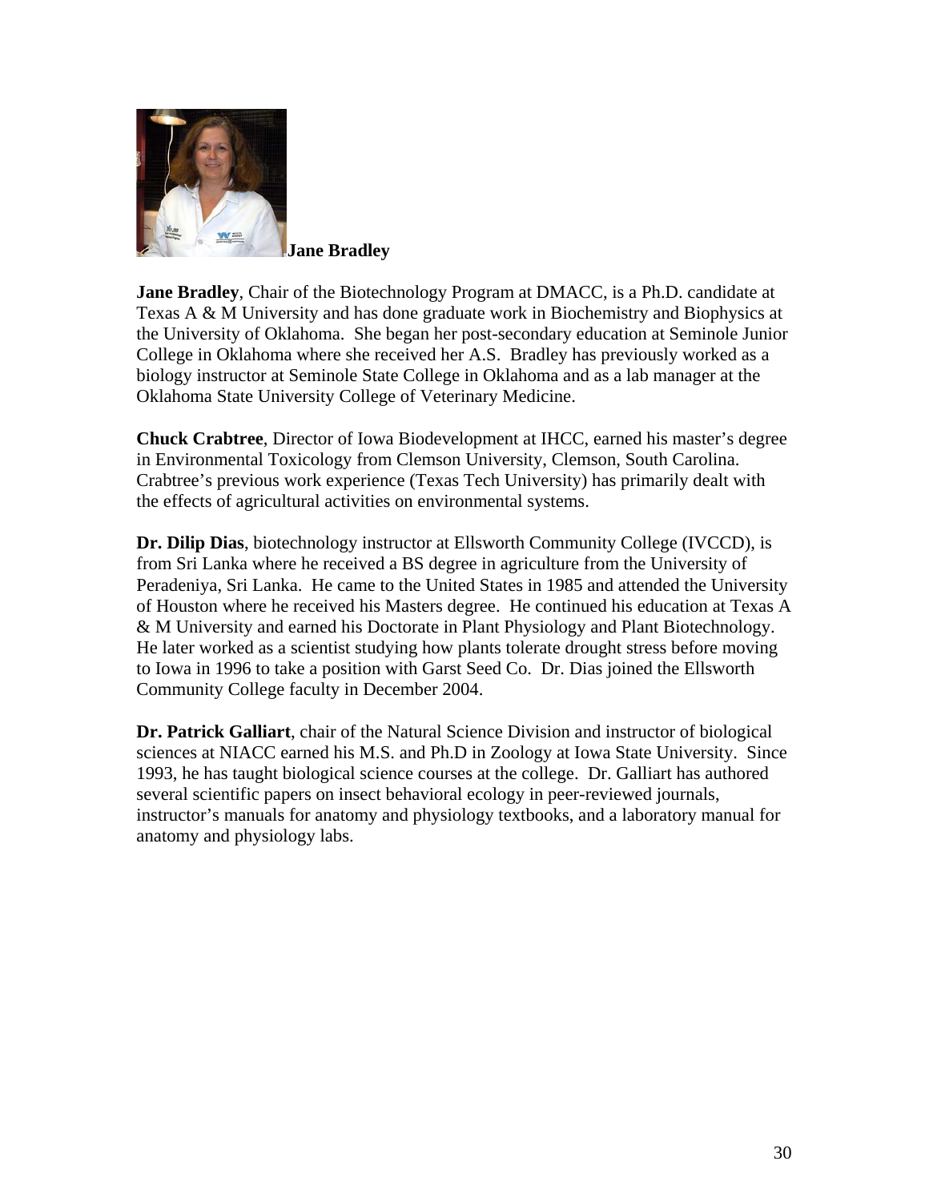**Jane Bradley**

**Jane Bradley**, Chair of the Biotechnology Program at DMACC, is a Ph.D. candidate at Texas A & M University and has done graduate work in Biochemistry and Biophysics at the University of Oklahoma. She began her post-secondary education at Seminole Junior College in Oklahoma where she received her A.S. Bradley has previously worked as a biology instructor at Seminole State College in Oklahoma and as a lab manager at the Oklahoma State University College of Veterinary Medicine.

**Chuck Crabtree**, Director of Iowa Biodevelopment at IHCC, earned his master's degree in Environmental Toxicology from Clemson University, Clemson, South Carolina. Crabtree's previous work experience (Texas Tech University) has primarily dealt with the effects of agricultural activities on environmental systems.

**Dr. Dilip Dias**, biotechnology instructor at Ellsworth Community College (IVCCD), is from Sri Lanka where he received a BS degree in agriculture from the University of Peradeniya, Sri Lanka. He came to the United States in 1985 and attended the University of Houston where he received his Masters degree. He continued his education at Texas A & M University and earned his Doctorate in Plant Physiology and Plant Biotechnology. He later worked as a scientist studying how plants tolerate drought stress before moving to Iowa in 1996 to take a position with Garst Seed Co. Dr. Dias joined the Ellsworth Community College faculty in December 2004.

**Dr. Patrick Galliart**, chair of the Natural Science Division and instructor of biological sciences at NIACC earned his M.S. and Ph.D in Zoology at Iowa State University. Since 1993, he has taught biological science courses at the college. Dr. Galliart has authored several scientific papers on insect behavioral ecology in peer-reviewed journals, instructor's manuals for anatomy and physiology textbooks, and a laboratory manual for anatomy and physiology labs.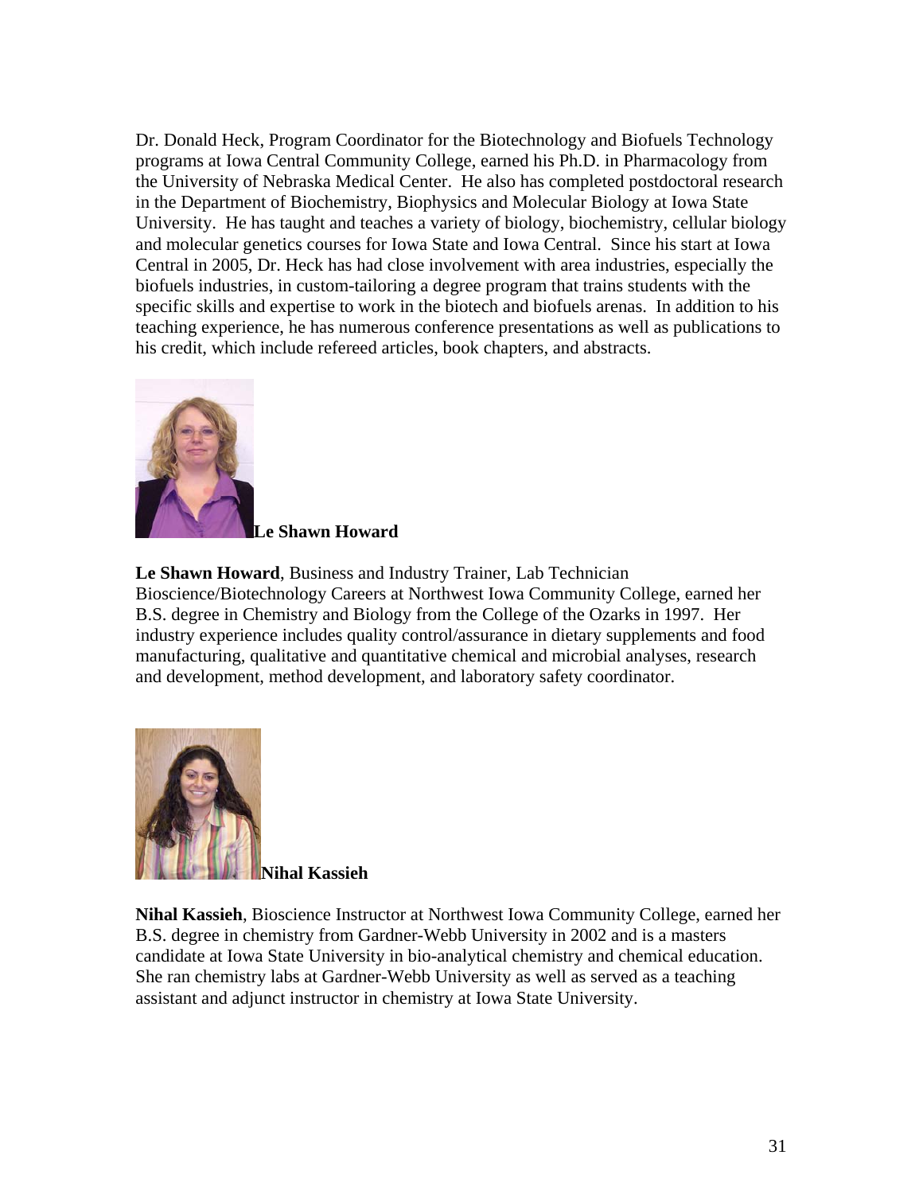Dr. Donald Heck, Program Coordinator for the Biotechnology and Biofuels Technology programs at Iowa Central Community College, earned his Ph.D. in Pharmacology from the University of Nebraska Medical Center. He also has completed postdoctoral research in the Department of Biochemistry, Biophysics and Molecular Biology at Iowa State University. He has taught and teaches a variety of biology, biochemistry, cellular biology and molecular genetics courses for Iowa State and Iowa Central. Since his start at Iowa Central in 2005, Dr. Heck has had close involvement with area industries, especially the biofuels industries, in custom-tailoring a degree program that trains students with the specific skills and expertise to work in the biotech and biofuels arenas. In addition to his teaching experience, he has numerous conference presentations as well as publications to his credit, which include refereed articles, book chapters, and abstracts.

**Le Shawn Howard**

**Le Shawn Howard**, Business and Industry Trainer, Lab Technician Bioscience/Biotechnology Careers at Northwest Iowa Community College, earned her B.S. degree in Chemistry and Biology from the College of the Ozarks in 1997. Her industry experience includes quality control/assurance in dietary supplements and food manufacturing, qualitative and quantitative chemical and microbial analyses, research and development, method development, and laboratory safety coordinator.

**Nihal Kassieh**

**Nihal Kassieh**, Bioscience Instructor at Northwest Iowa Community College, earned her B.S. degree in chemistry from Gardner-Webb University in 2002 and is a masters candidate at Iowa State University in bio-analytical chemistry and chemical education. She ran chemistry labs at Gardner-Webb University as well as served as a teaching assistant and adjunct instructor in chemistry at Iowa State University.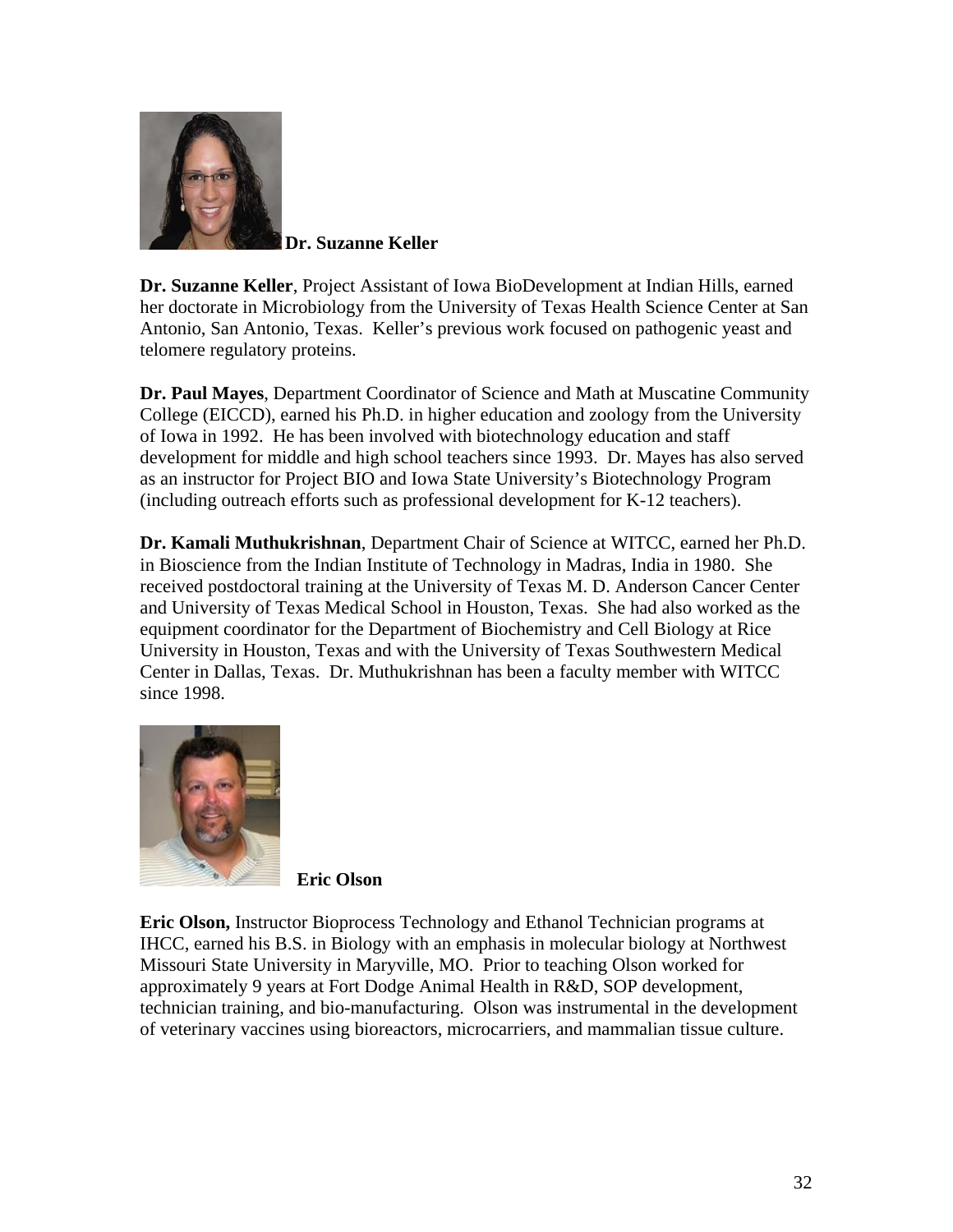**Dr. Suzanne Keller**

**Dr. Suzanne Keller**, Project Assistant of Iowa BioDevelopment at Indian Hills, earned her doctorate in Microbiology from the University of Texas Health Science Center at San Antonio, San Antonio, Texas. Keller's previous work focused on pathogenic yeast and telomere regulatory proteins.

**Dr. Paul Mayes**, Department Coordinator of Science and Math at Muscatine Community College (EICCD), earned his Ph.D. in higher education and zoology from the University of Iowa in 1992. He has been involved with biotechnology education and staff development for middle and high school teachers since 1993. Dr. Mayes has also served as an instructor for Project BIO and Iowa State University's Biotechnology Program (including outreach efforts such as professional development for K-12 teachers).

**Dr. Kamali Muthukrishnan**, Department Chair of Science at WITCC, earned her Ph.D. in Bioscience from the Indian Institute of Technology in Madras, India in 1980. She received postdoctoral training at the University of Texas M. D. Anderson Cancer Center and University of Texas Medical School in Houston, Texas. She had also worked as the equipment coordinator for the Department of Biochemistry and Cell Biology at Rice University in Houston, Texas and with the University of Texas Southwestern Medical Center in Dallas, Texas. Dr. Muthukrishnan has been a faculty member with WITCC since 1998.

**Eric Olson**

**Eric Olson,** Instructor Bioprocess Technology and Ethanol Technician programs at IHCC, earned his B.S. in Biology with an emphasis in molecular biology at Northwest Missouri State University in Maryville, MO. Prior to teaching Olson worked for approximately 9 years at Fort Dodge Animal Health in R&D, SOP development, technician training, and bio-manufacturing. Olson was instrumental in the development of veterinary vaccines using bioreactors, microcarriers, and mammalian tissue culture.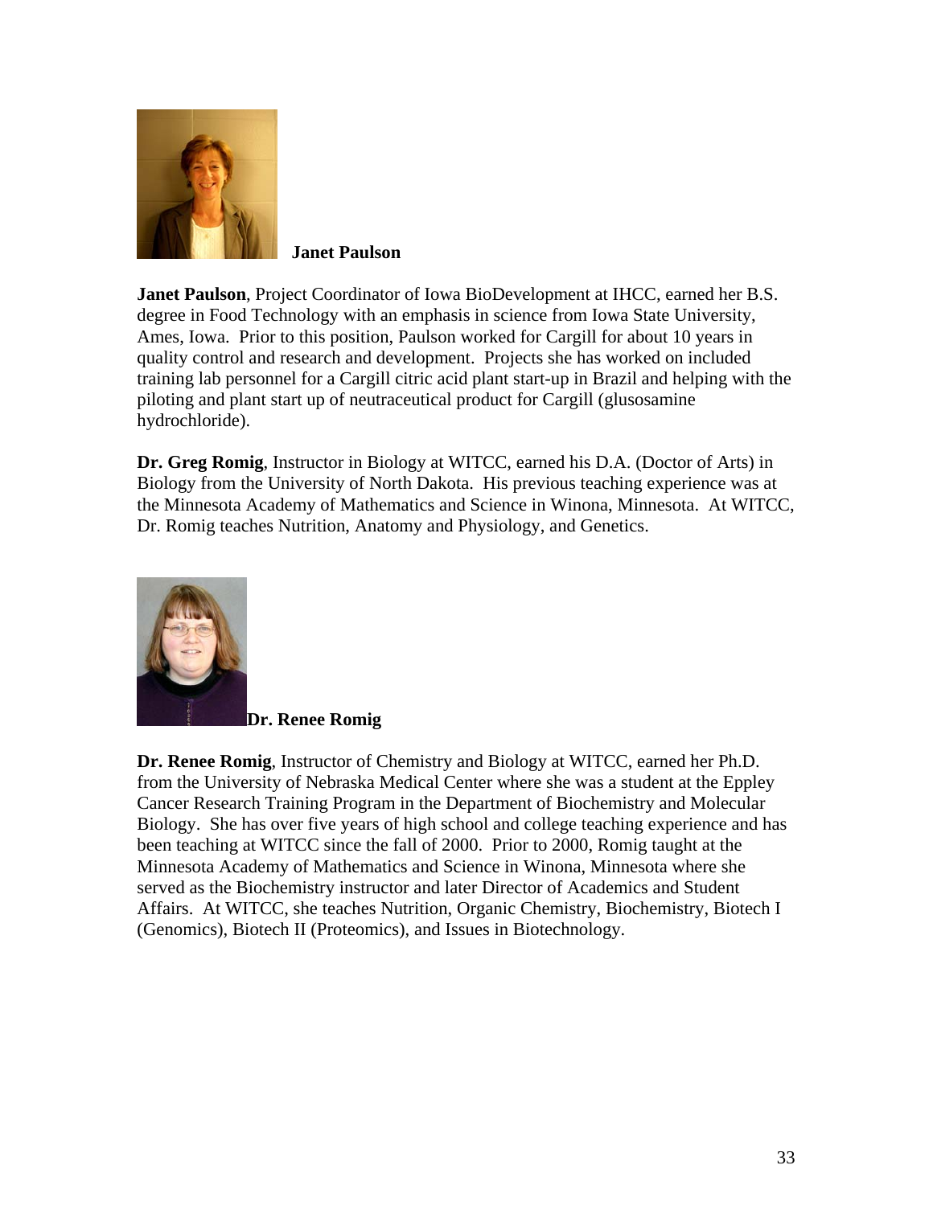**Janet Paulson**

**Janet Paulson**, Project Coordinator of Iowa BioDevelopment at IHCC, earned her B.S. degree in Food Technology with an emphasis in science from Iowa State University, Ames, Iowa. Prior to this position, Paulson worked for Cargill for about 10 years in quality control and research and development. Projects she has worked on included training lab personnel for a Cargill citric acid plant start-up in Brazil and helping with the piloting and plant start up of neutraceutical product for Cargill (glusosamine hydrochloride).

**Dr. Greg Romig**, Instructor in Biology at WITCC, earned his D.A. (Doctor of Arts) in Biology from the University of North Dakota. His previous teaching experience was at the Minnesota Academy of Mathematics and Science in Winona, Minnesota. At WITCC, Dr. Romig teaches Nutrition, Anatomy and Physiology, and Genetics.

**Dr. Renee Romig**

**Dr. Renee Romig**, Instructor of Chemistry and Biology at WITCC, earned her Ph.D. from the University of Nebraska Medical Center where she was a student at the Eppley Cancer Research Training Program in the Department of Biochemistry and Molecular Biology. She has over five years of high school and college teaching experience and has been teaching at WITCC since the fall of 2000. Prior to 2000, Romig taught at the Minnesota Academy of Mathematics and Science in Winona, Minnesota where she served as the Biochemistry instructor and later Director of Academics and Student Affairs. At WITCC, she teaches Nutrition, Organic Chemistry, Biochemistry, Biotech I (Genomics), Biotech II (Proteomics), and Issues in Biotechnology.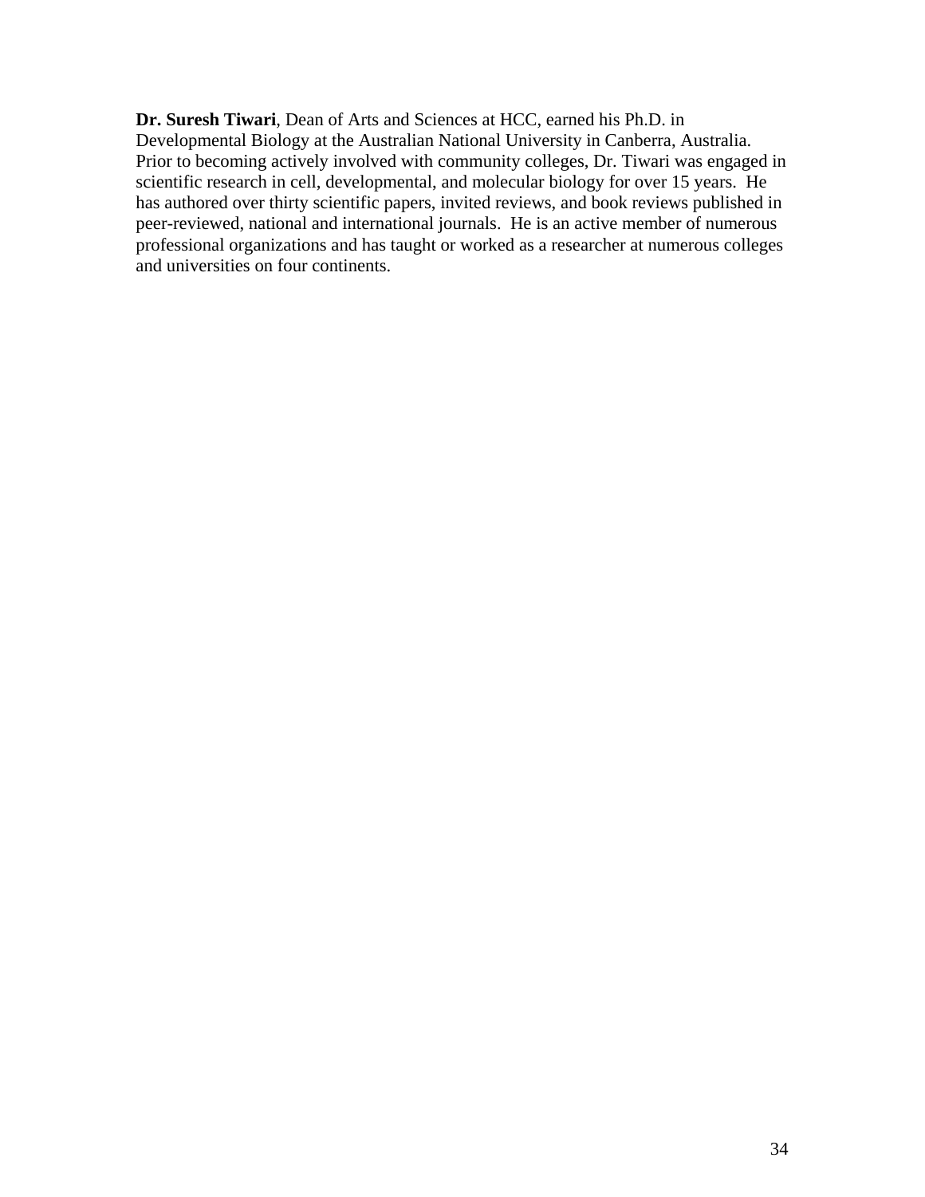**Dr. Suresh Tiwari**, Dean of Arts and Sciences at HCC, earned his Ph.D. in Developmental Biology at the Australian National University in Canberra, Australia. Prior to becoming actively involved with community colleges, Dr. Tiwari was engaged in scientific research in cell, developmental, and molecular biology for over 15 years. He has authored over thirty scientific papers, invited reviews, and book reviews published in peer-reviewed, national and international journals. He is an active member of numerous professional organizations and has taught or worked as a researcher at numerous colleges and universities on four continents.